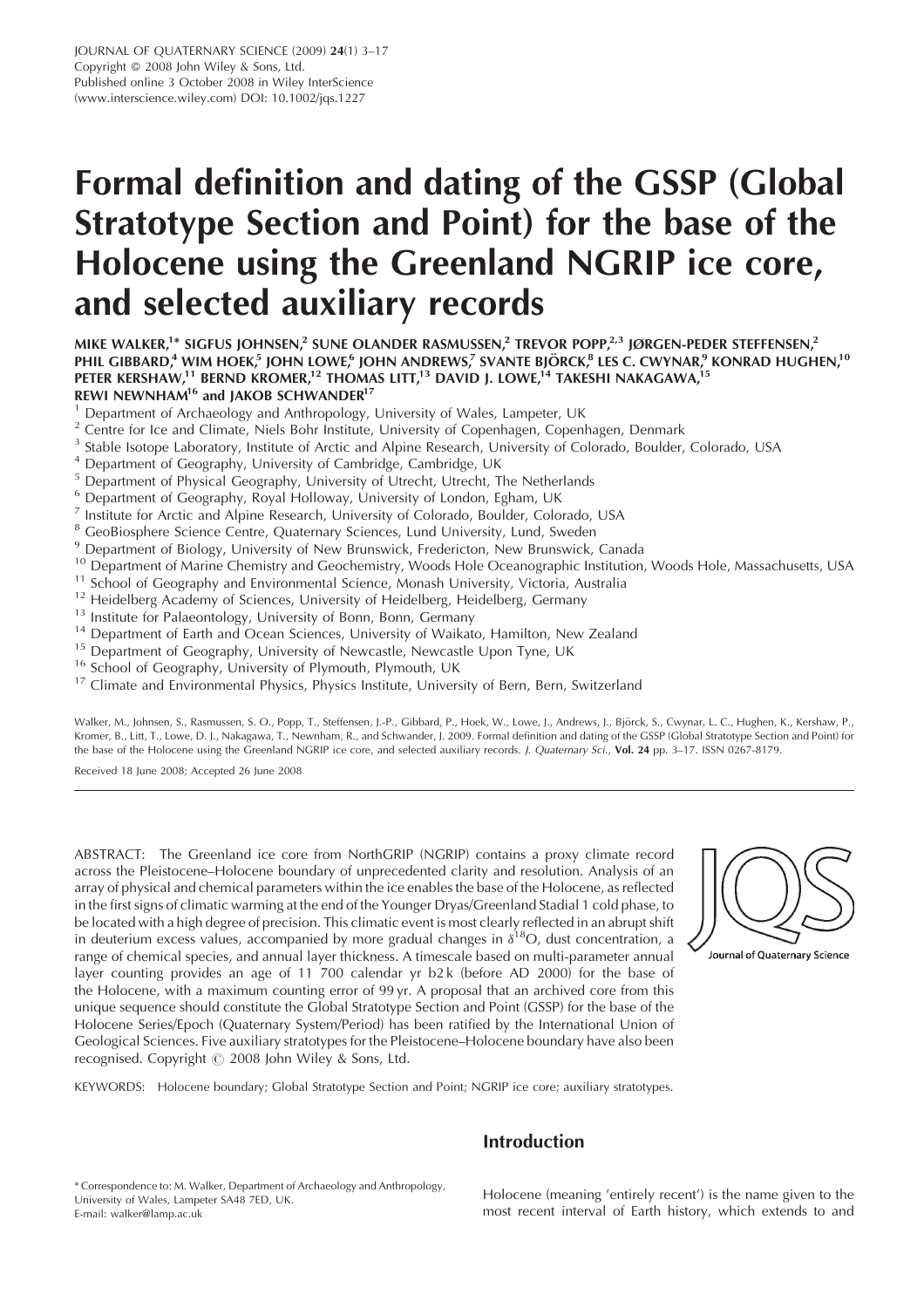JOURNAL OF QUATERNARY SCIENCE (2009) **24**(1) 3–17
Copyright © 2008 John Wiley & Sons, Ltd.
Published online 3 October 2008 in Wiley InterScience
(www.interscience.wiley.com) DOI: 10.1002/jqs.1227

# Formal definition and dating of the GSSP (Global Stratotype Section and Point) for the base of the Holocene using the Greenland NGRIP ice core, and selected auxiliary records

MIKE WALKER,[1]* SIGFUS JOHNSEN,[2] SUNE OLANDER RASMUSSEN,[2] TREVOR POPP,[2,3] JØRGEN-PEDER STEFFENSEN,[2] PHIL GIBBARD,[4] WIM HOEK,[5] JOHN LOWE,[6] JOHN ANDREWS,[7] SVANTE BJÖRCK,[8] LES C. CWYNAR,[9] KONRAD HUGHEN,[10] PETER KERSHAW,[11] BERND KROMER,[12] THOMAS LITT,[13] DAVID J. LOWE,[14] TAKESHI NAKAGAWA,[15] REWI NEWNHAM[16] and JAKOB SCHWANDER[17]

[1] Department of Archaeology and Anthropology, University of Wales, Lampeter, UK
[2] Centre for Ice and Climate, Niels Bohr Institute, University of Copenhagen, Copenhagen, Denmark
[3] Stable Isotope Laboratory, Institute of Arctic and Alpine Research, University of Colorado, Boulder, Colorado, USA
[4] Department of Geography, University of Cambridge, Cambridge, UK
[5] Department of Physical Geography, University of Utrecht, Utrecht, The Netherlands
[6] Department of Geography, Royal Holloway, University of London, Egham, UK
[7] Institute for Arctic and Alpine Research, University of Colorado, Boulder, Colorado, USA
[8] GeoBiosphere Science Centre, Quaternary Sciences, Lund University, Lund, Sweden
[9] Department of Biology, University of New Brunswick, Fredericton, New Brunswick, Canada
[10] Department of Marine Chemistry and Geochemistry, Woods Hole Oceanographic Institution, Woods Hole, Massachusetts, USA
[11] School of Geography and Environmental Science, Monash University, Victoria, Australia
[12] Heidelberg Academy of Sciences, University of Heidelberg, Heidelberg, Germany
[13] Institute for Palaeontology, University of Bonn, Bonn, Germany
[14] Department of Earth and Ocean Sciences, University of Waikato, Hamilton, New Zealand
[15] Department of Geography, University of Newcastle, Newcastle Upon Tyne, UK
[16] School of Geography, University of Plymouth, Plymouth, UK
[17] Climate and Environmental Physics, Physics Institute, University of Bern, Bern, Switzerland

Walker, M., Johnsen, S., Rasmussen, S. O., Popp, T., Steffensen, J.-P., Gibbard, P., Hoek, W., Lowe, J., Andrews, J., Björck, S., Cwynar, L. C., Hughen, K., Kershaw, P., Kromer, B., Litt, T., Lowe, D. J., Nakagawa, T., Newnham, R., and Schwander, J. 2009. Formal definition and dating of the GSSP (Global Stratotype Section and Point) for the base of the Holocene using the Greenland NGRIP ice core, and selected auxiliary records. *J. Quaternary Sci.*, **Vol. 24** pp. 3–17. ISSN 0267-8179.

Received 18 June 2008; Accepted 26 June 2008

ABSTRACT: The Greenland ice core from NorthGRIP (NGRIP) contains a proxy climate record across the Pleistocene–Holocene boundary of unprecedented clarity and resolution. Analysis of an array of physical and chemical parameters within the ice enables the base of the Holocene, as reflected in the first signs of climatic warming at the end of the Younger Dryas/Greenland Stadial 1 cold phase, to be located with a high degree of precision. This climatic event is most clearly reflected in an abrupt shift in deuterium excess values, accompanied by more gradual changes in $\delta^{18}O$, dust concentration, a range of chemical species, and annual layer thickness. A timescale based on multi-parameter annual layer counting provides an age of 11 700 calendar yr b2k (before AD 2000) for the base of the Holocene, with a maximum counting error of 99 yr. A proposal that an archived core from this unique sequence should constitute the Global Stratotype Section and Point (GSSP) for the base of the Holocene Series/Epoch (Quaternary System/Period) has been ratified by the International Union of Geological Sciences. Five auxiliary stratotypes for the Pleistocene–Holocene boundary have also been recognised. Copyright © 2008 John Wiley & Sons, Ltd.

KEYWORDS: Holocene boundary; Global Stratotype Section and Point; NGRIP ice core; auxiliary stratotypes.

## Introduction

Holocene (meaning 'entirely recent') is the name given to the most recent interval of Earth history, which extends to and

\* Correspondence to: M. Walker, Department of Archaeology and Anthropology, University of Wales, Lampeter SA48 7ED, UK.
E-mail: walker@lamp.ac.uk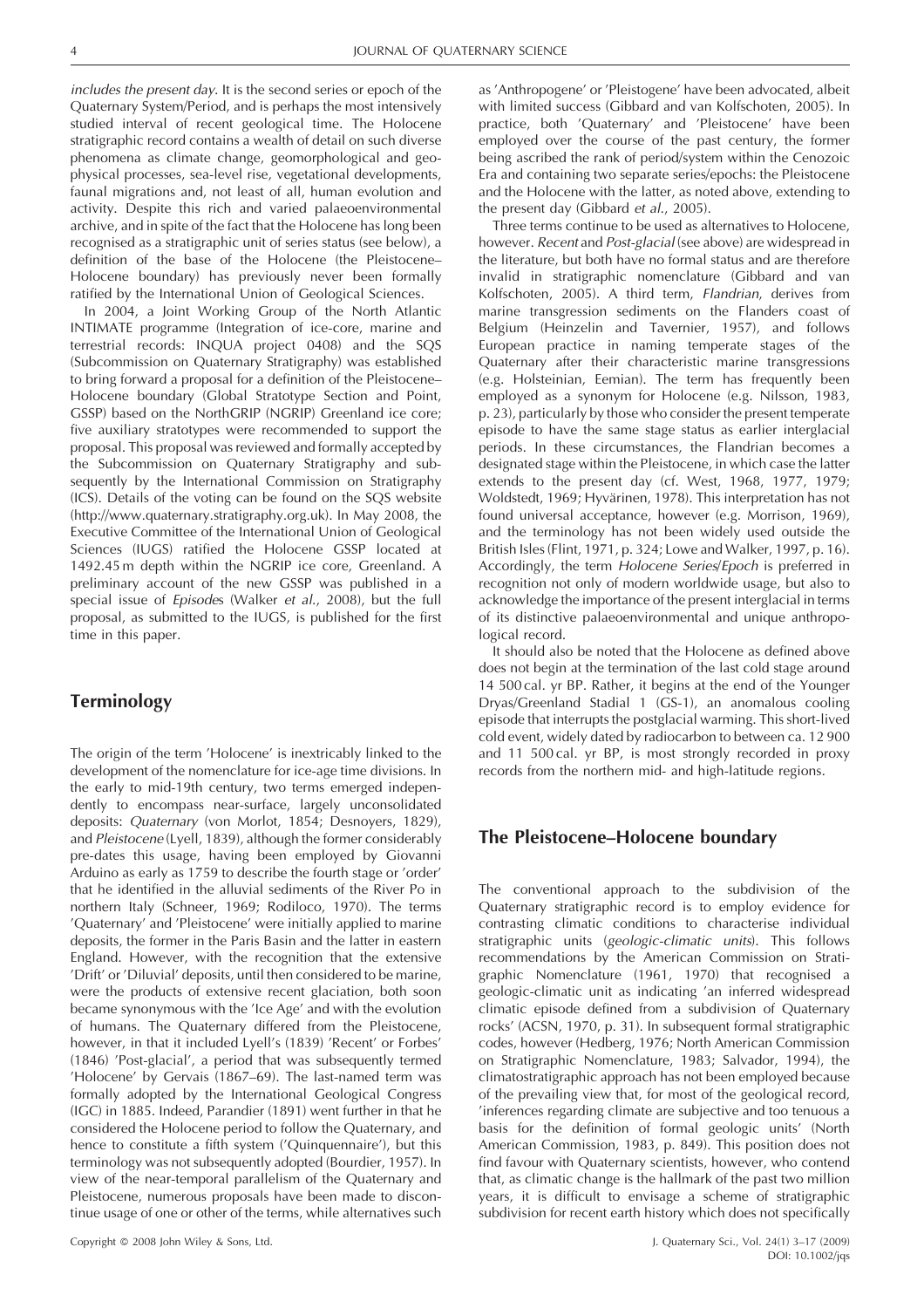*includes the present day*. It is the second series or epoch of the Quaternary System/Period, and is perhaps the most intensively studied interval of recent geological time. The Holocene stratigraphic record contains a wealth of detail on such diverse phenomena as climate change, geomorphological and geophysical processes, sea-level rise, vegetational developments, faunal migrations and, not least of all, human evolution and activity. Despite this rich and varied palaeoenvironmental archive, and in spite of the fact that the Holocene has long been recognised as a stratigraphic unit of series status (see below), a definition of the base of the Holocene (the Pleistocene–Holocene boundary) has previously never been formally ratified by the International Union of Geological Sciences.

In 2004, a Joint Working Group of the North Atlantic INTIMATE programme (Integration of ice-core, marine and terrestrial records: INQUA project 0408) and the SQS (Subcommission on Quaternary Stratigraphy) was established to bring forward a proposal for a definition of the Pleistocene–Holocene boundary (Global Stratotype Section and Point, GSSP) based on the NorthGRIP (NGRIP) Greenland ice core; five auxiliary stratotypes were recommended to support the proposal. This proposal was reviewed and formally accepted by the Subcommission on Quaternary Stratigraphy and subsequently by the International Commission on Stratigraphy (ICS). Details of the voting can be found on the SQS website (http://www.quaternary.stratigraphy.org.uk). In May 2008, the Executive Committee of the International Union of Geological Sciences (IUGS) ratified the Holocene GSSP located at 1492.45 m depth within the NGRIP ice core, Greenland. A preliminary account of the new GSSP was published in a special issue of *Episodes* (Walker *et al.*, 2008), but the full proposal, as submitted to the IUGS, is published for the first time in this paper.

## Terminology

The origin of the term 'Holocene' is inextricably linked to the development of the nomenclature for ice-age time divisions. In the early to mid-19th century, two terms emerged independently to encompass near-surface, largely unconsolidated deposits: *Quaternary* (von Morlot, 1854; Desnoyers, 1829), and *Pleistocene* (Lyell, 1839), although the former considerably pre-dates this usage, having been employed by Giovanni Arduino as early as 1759 to describe the fourth stage or 'order' that he identified in the alluvial sediments of the River Po in northern Italy (Schneer, 1969; Rodiloco, 1970). The terms 'Quaternary' and 'Pleistocene' were initially applied to marine deposits, the former in the Paris Basin and the latter in eastern England. However, with the recognition that the extensive 'Drift' or 'Diluvial' deposits, until then considered to be marine, were the products of extensive recent glaciation, both soon became synonymous with the 'Ice Age' and with the evolution of humans. The Quaternary differed from the Pleistocene, however, in that it included Lyell's (1839) 'Recent' or Forbes' (1846) 'Post-glacial', a period that was subsequently termed 'Holocene' by Gervais (1867–69). The last-named term was formally adopted by the International Geological Congress (IGC) in 1885. Indeed, Parandier (1891) went further in that he considered the Holocene period to follow the Quaternary, and hence to constitute a fifth system ('Quinquennaire'), but this terminology was not subsequently adopted (Bourdier, 1957). In view of the near-temporal parallelism of the Quaternary and Pleistocene, numerous proposals have been made to discontinue usage of one or other of the terms, while alternatives such as 'Anthropogene' or 'Pleistogene' have been advocated, albeit with limited success (Gibbard and van Kolfschoten, 2005). In practice, both 'Quaternary' and 'Pleistocene' have been employed over the course of the past century, the former being ascribed the rank of period/system within the Cenozoic Era and containing two separate series/epochs: the Pleistocene and the Holocene with the latter, as noted above, extending to the present day (Gibbard *et al.*, 2005).

Three terms continue to be used as alternatives to Holocene, however. *Recent* and *Post-glacial* (see above) are widespread in the literature, but both have no formal status and are therefore invalid in stratigraphic nomenclature (Gibbard and van Kolfschoten, 2005). A third term, *Flandrian*, derives from marine transgression sediments on the Flanders coast of Belgium (Heinzelin and Tavernier, 1957), and follows European practice in naming temperate stages of the Quaternary after their characteristic marine transgressions (e.g. Holsteinian, Eemian). The term has frequently been employed as a synonym for Holocene (e.g. Nilsson, 1983, p. 23), particularly by those who consider the present temperate episode to have the same stage status as earlier interglacial periods. In these circumstances, the Flandrian becomes a designated stage within the Pleistocene, in which case the latter extends to the present day (cf. West, 1968, 1977, 1979; Woldstedt, 1969; Hyvärinen, 1978). This interpretation has not found universal acceptance, however (e.g. Morrison, 1969), and the terminology has not been widely used outside the British Isles (Flint, 1971, p. 324; Lowe and Walker, 1997, p. 16). Accordingly, the term *Holocene Series/Epoch* is preferred in recognition not only of modern worldwide usage, but also to acknowledge the importance of the present interglacial in terms of its distinctive palaeoenvironmental and unique anthropological record.

It should also be noted that the Holocene as defined above does not begin at the termination of the last cold stage around 14 500 cal. yr BP. Rather, it begins at the end of the Younger Dryas/Greenland Stadial 1 (GS-1), an anomalous cooling episode that interrupts the postglacial warming. This short-lived cold event, widely dated by radiocarbon to between ca. 12 900 and 11 500 cal. yr BP, is most strongly recorded in proxy records from the northern mid- and high-latitude regions.

## The Pleistocene–Holocene boundary

The conventional approach to the subdivision of the Quaternary stratigraphic record is to employ evidence for contrasting climatic conditions to characterise individual stratigraphic units (*geologic-climatic units*). This follows recommendations by the American Commission on Stratigraphic Nomenclature (1961, 1970) that recognised a geologic-climatic unit as indicating 'an inferred widespread climatic episode defined from a subdivision of Quaternary rocks' (ACSN, 1970, p. 31). In subsequent formal stratigraphic codes, however (Hedberg, 1976; North American Commission on Stratigraphic Nomenclature, 1983; Salvador, 1994), the climatostratigraphic approach has not been employed because of the prevailing view that, for most of the geological record, 'inferences regarding climate are subjective and too tenuous a basis for the definition of formal geologic units' (North American Commission, 1983, p. 849). This position does not find favour with Quaternary scientists, however, who contend that, as climatic change is the hallmark of the past two million years, it is difficult to envisage a scheme of stratigraphic subdivision for recent earth history which does not specifically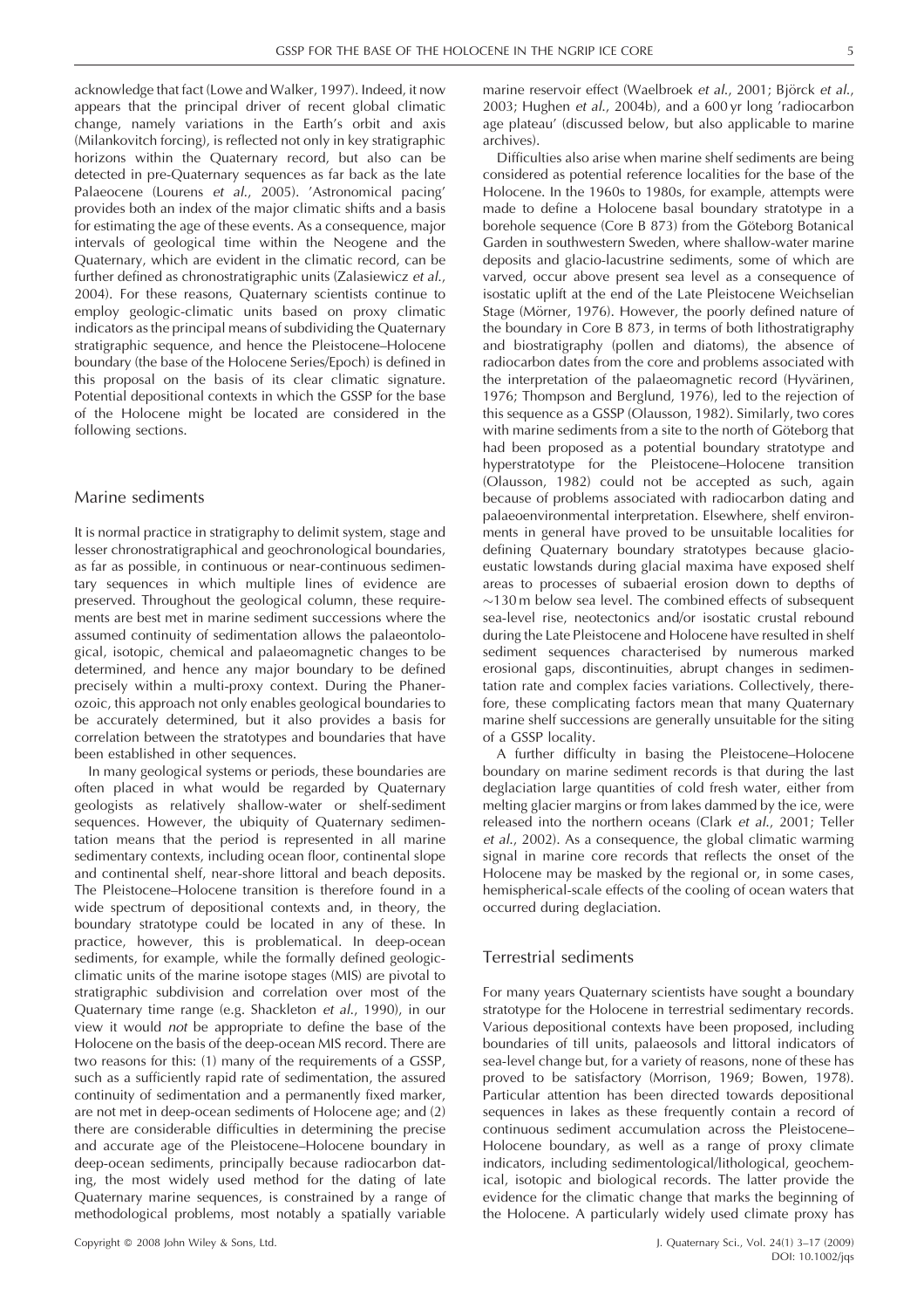acknowledge that fact (Lowe and Walker, 1997). Indeed, it now appears that the principal driver of recent global climatic change, namely variations in the Earth's orbit and axis (Milankovitch forcing), is reflected not only in key stratigraphic horizons within the Quaternary record, but also can be detected in pre-Quaternary sequences as far back as the late Palaeocene (Lourens *et al.*, 2005). 'Astronomical pacing' provides both an index of the major climatic shifts and a basis for estimating the age of these events. As a consequence, major intervals of geological time within the Neogene and the Quaternary, which are evident in the climatic record, can be further defined as chronostratigraphic units (Zalasiewicz *et al.*, 2004). For these reasons, Quaternary scientists continue to employ geologic-climatic units based on proxy climatic indicators as the principal means of subdividing the Quaternary stratigraphic sequence, and hence the Pleistocene–Holocene boundary (the base of the Holocene Series/Epoch) is defined in this proposal on the basis of its clear climatic signature. Potential depositional contexts in which the GSSP for the base of the Holocene might be located are considered in the following sections.

## Marine sediments

It is normal practice in stratigraphy to delimit system, stage and lesser chronostratigraphical and geochronological boundaries, as far as possible, in continuous or near-continuous sedimentary sequences in which multiple lines of evidence are preserved. Throughout the geological column, these requirements are best met in marine sediment successions where the assumed continuity of sedimentation allows the palaeontological, isotopic, chemical and palaeomagnetic changes to be determined, and hence any major boundary to be defined precisely within a multi-proxy context. During the Phanerozoic, this approach not only enables geological boundaries to be accurately determined, but it also provides a basis for correlation between the stratotypes and boundaries that have been established in other sequences.

In many geological systems or periods, these boundaries are often placed in what would be regarded by Quaternary geologists as relatively shallow-water or shelf-sediment sequences. However, the ubiquity of Quaternary sedimentation means that the period is represented in all marine sedimentary contexts, including ocean floor, continental slope and continental shelf, near-shore littoral and beach deposits. The Pleistocene–Holocene transition is therefore found in a wide spectrum of depositional contexts and, in theory, the boundary stratotype could be located in any of these. In practice, however, this is problematical. In deep-ocean sediments, for example, while the formally defined geologic-climatic units of the marine isotope stages (MIS) are pivotal to stratigraphic subdivision and correlation over most of the Quaternary time range (e.g. Shackleton *et al.*, 1990), in our view it would *not* be appropriate to define the base of the Holocene on the basis of the deep-ocean MIS record. There are two reasons for this: (1) many of the requirements of a GSSP, such as a sufficiently rapid rate of sedimentation, the assured continuity of sedimentation and a permanently fixed marker, are not met in deep-ocean sediments of Holocene age; and (2) there are considerable difficulties in determining the precise and accurate age of the Pleistocene–Holocene boundary in deep-ocean sediments, principally because radiocarbon dating, the most widely used method for the dating of late Quaternary marine sequences, is constrained by a range of methodological problems, most notably a spatially variable marine reservoir effect (Waelbroek *et al.*, 2001; Björck *et al.*, 2003; Hughen *et al.*, 2004b), and a 600 yr long 'radiocarbon age plateau' (discussed below, but also applicable to marine archives).

Difficulties also arise when marine shelf sediments are being considered as potential reference localities for the base of the Holocene. In the 1960s to 1980s, for example, attempts were made to define a Holocene basal boundary stratotype in a borehole sequence (Core B 873) from the Göteborg Botanical Garden in southwestern Sweden, where shallow-water marine deposits and glacio-lacustrine sediments, some of which are varved, occur above present sea level as a consequence of isostatic uplift at the end of the Late Pleistocene Weichselian Stage (Mörner, 1976). However, the poorly defined nature of the boundary in Core B 873, in terms of both lithostratigraphy and biostratigraphy (pollen and diatoms), the absence of radiocarbon dates from the core and problems associated with the interpretation of the palaeomagnetic record (Hyvärinen, 1976; Thompson and Berglund, 1976), led to the rejection of this sequence as a GSSP (Olausson, 1982). Similarly, two cores with marine sediments from a site to the north of Göteborg that had been proposed as a potential boundary stratotype and hyperstratotype for the Pleistocene–Holocene transition (Olausson, 1982) could not be accepted as such, again because of problems associated with radiocarbon dating and palaeoenvironmental interpretation. Elsewhere, shelf environments in general have proved to be unsuitable localities for defining Quaternary boundary stratotypes because glacio-eustatic lowstands during glacial maxima have exposed shelf areas to processes of subaerial erosion down to depths of ~130 m below sea level. The combined effects of subsequent sea-level rise, neotectonics and/or isostatic crustal rebound during the Late Pleistocene and Holocene have resulted in shelf sediment sequences characterised by numerous marked erosional gaps, discontinuities, abrupt changes in sedimentation rate and complex facies variations. Collectively, therefore, these complicating factors mean that many Quaternary marine shelf successions are generally unsuitable for the siting of a GSSP locality.

A further difficulty in basing the Pleistocene–Holocene boundary on marine sediment records is that during the last deglaciation large quantities of cold fresh water, either from melting glacier margins or from lakes dammed by the ice, were released into the northern oceans (Clark *et al.*, 2001; Teller *et al.*, 2002). As a consequence, the global climatic warming signal in marine core records that reflects the onset of the Holocene may be masked by the regional or, in some cases, hemispherical-scale effects of the cooling of ocean waters that occurred during deglaciation.

## Terrestrial sediments

For many years Quaternary scientists have sought a boundary stratotype for the Holocene in terrestrial sedimentary records. Various depositional contexts have been proposed, including boundaries of till units, palaeosols and littoral indicators of sea-level change but, for a variety of reasons, none of these has proved to be satisfactory (Morrison, 1969; Bowen, 1978). Particular attention has been directed towards depositional sequences in lakes as these frequently contain a record of continuous sediment accumulation across the Pleistocene–Holocene boundary, as well as a range of proxy climate indicators, including sedimentological/lithological, geochemical, isotopic and biological records. The latter provide the evidence for the climatic change that marks the beginning of the Holocene. A particularly widely used climate proxy has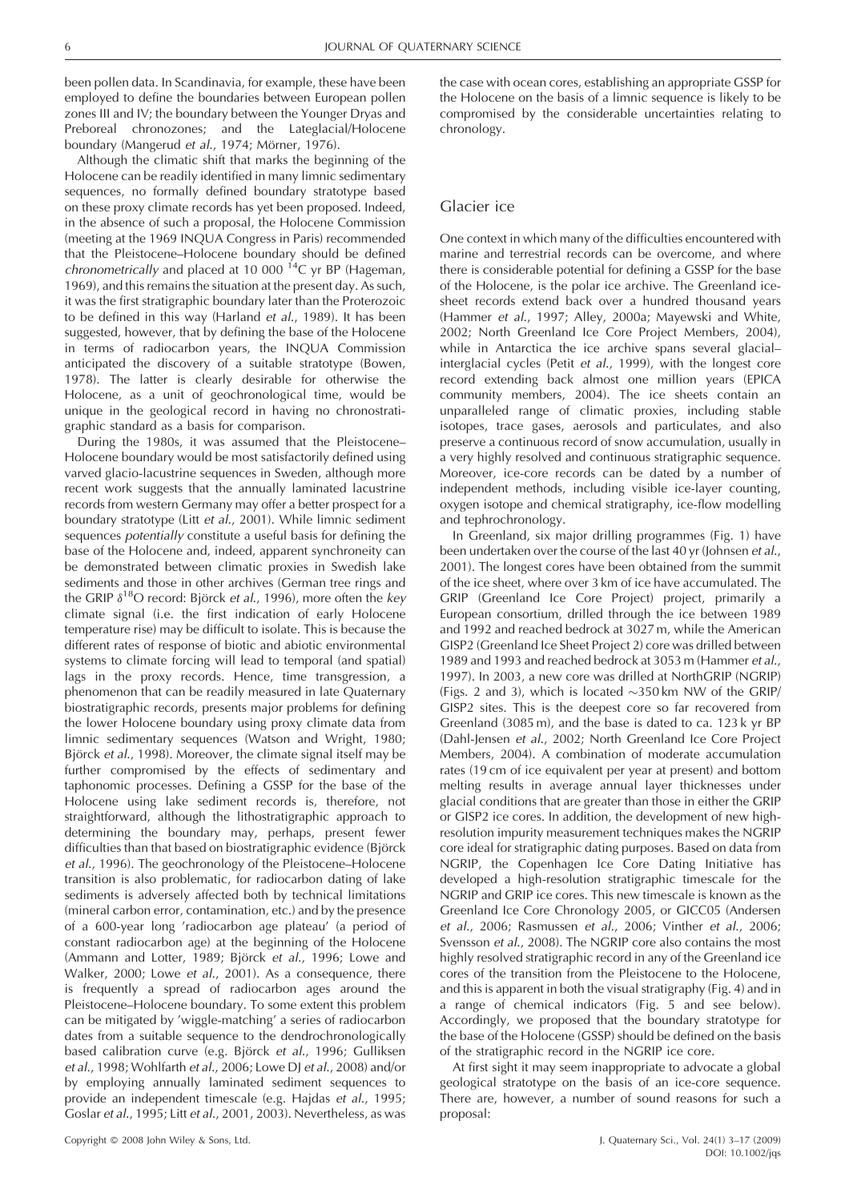been pollen data. In Scandinavia, for example, these have been employed to define the boundaries between European pollen zones III and IV; the boundary between the Younger Dryas and Preboreal chronozones; and the Lateglacial/Holocene boundary (Mangerud *et al.*, 1974; Mörner, 1976).

Although the climatic shift that marks the beginning of the Holocene can be readily identified in many limnic sedimentary sequences, no formally defined boundary stratotype based on these proxy climate records has yet been proposed. Indeed, in the absence of such a proposal, the Holocene Commission (meeting at the 1969 INQUA Congress in Paris) recommended that the Pleistocene–Holocene boundary should be defined *chronometrically* and placed at 10 000 $^{14}$C yr BP (Hageman, 1969), and this remains the situation at the present day. As such, it was the first stratigraphic boundary later than the Proterozoic to be defined in this way (Harland *et al.*, 1989). It has been suggested, however, that by defining the base of the Holocene in terms of radiocarbon years, the INQUA Commission anticipated the discovery of a suitable stratotype (Bowen, 1978). The latter is clearly desirable for otherwise the Holocene, as a unit of geochronological time, would be unique in the geological record in having no chronostratigraphic standard as a basis for comparison.

During the 1980s, it was assumed that the Pleistocene–Holocene boundary would be most satisfactorily defined using varved glacio-lacustrine sequences in Sweden, although more recent work suggests that the annually laminated lacustrine records from western Germany may offer a better prospect for a boundary stratotype (Litt *et al.*, 2001). While limnic sediment sequences *potentially* constitute a useful basis for defining the base of the Holocene and, indeed, apparent synchroneity can be demonstrated between climatic proxies in Swedish lake sediments and those in other archives (German tree rings and the GRIP $\delta^{18}$O record: Björck *et al.*, 1996), more often the *key* climate signal (i.e. the first indication of early Holocene temperature rise) may be difficult to isolate. This is because the different rates of response of biotic and abiotic environmental systems to climate forcing will lead to temporal (and spatial) lags in the proxy records. Hence, time transgression, a phenomenon that can be readily measured in late Quaternary biostratigraphic records, presents major problems for defining the lower Holocene boundary using proxy climate data from limnic sedimentary sequences (Watson and Wright, 1980; Björck *et al.*, 1998). Moreover, the climate signal itself may be further compromised by the effects of sedimentary and taphonomic processes. Defining a GSSP for the base of the Holocene using lake sediment records is, therefore, not straightforward, although the lithostratigraphic approach to determining the boundary may, perhaps, present fewer difficulties than that based on biostratigraphic evidence (Björck *et al.*, 1996). The geochronology of the Pleistocene–Holocene transition is also problematic, for radiocarbon dating of lake sediments is adversely affected both by technical limitations (mineral carbon error, contamination, etc.) and by the presence of a 600-year long 'radiocarbon age plateau' (a period of constant radiocarbon age) at the beginning of the Holocene (Ammann and Lotter, 1989; Björck *et al.*, 1996; Lowe and Walker, 2000; Lowe *et al.*, 2001). As a consequence, there is frequently a spread of radiocarbon ages around the Pleistocene–Holocene boundary. To some extent this problem can be mitigated by 'wiggle-matching' a series of radiocarbon dates from a suitable sequence to the dendrochronologically based calibration curve (e.g. Björck *et al.*, 1996; Gulliksen *et al.*, 1998; Wohlfarth *et al.*, 2006; Lowe DJ *et al.*, 2008) and/or by employing annually laminated sediment sequences to provide an independent timescale (e.g. Hajdas *et al.*, 1995; Goslar *et al.*, 1995; Litt *et al.*, 2001, 2003). Nevertheless, as was the case with ocean cores, establishing an appropriate GSSP for the Holocene on the basis of a limnic sequence is likely to be compromised by the considerable uncertainties relating to chronology.

## Glacier ice

One context in which many of the difficulties encountered with marine and terrestrial records can be overcome, and where there is considerable potential for defining a GSSP for the base of the Holocene, is the polar ice archive. The Greenland ice-sheet records extend back over a hundred thousand years (Hammer *et al.*, 1997; Alley, 2000a; Mayewski and White, 2002; North Greenland Ice Core Project Members, 2004), while in Antarctica the ice archive spans several glacial–interglacial cycles (Petit *et al.*, 1999), with the longest core record extending back almost one million years (EPICA community members, 2004). The ice sheets contain an unparalleled range of climatic proxies, including stable isotopes, trace gases, aerosols and particulates, and also preserve a continuous record of snow accumulation, usually in a very highly resolved and continuous stratigraphic sequence. Moreover, ice-core records can be dated by a number of independent methods, including visible ice-layer counting, oxygen isotope and chemical stratigraphy, ice-flow modelling and tephrochronology.

In Greenland, six major drilling programmes (Fig. 1) have been undertaken over the course of the last 40 yr (Johnsen *et al.*, 2001). The longest cores have been obtained from the summit of the ice sheet, where over 3 km of ice have accumulated. The GRIP (Greenland Ice Core Project) project, primarily a European consortium, drilled through the ice between 1989 and 1992 and reached bedrock at 3027 m, while the American GISP2 (Greenland Ice Sheet Project 2) core was drilled between 1989 and 1993 and reached bedrock at 3053 m (Hammer *et al.*, 1997). In 2003, a new core was drilled at NorthGRIP (NGRIP) (Figs. 2 and 3), which is located ~350 km NW of the GRIP/GISP2 sites. This is the deepest core so far recovered from Greenland (3085 m), and the base is dated to ca. 123 k yr BP (Dahl-Jensen *et al.*, 2002; North Greenland Ice Core Project Members, 2004). A combination of moderate accumulation rates (19 cm of ice equivalent per year at present) and bottom melting results in average annual layer thicknesses under glacial conditions that are greater than those in either the GRIP or GISP2 ice cores. In addition, the development of new high-resolution impurity measurement techniques makes the NGRIP core ideal for stratigraphic dating purposes. Based on data from NGRIP, the Copenhagen Ice Core Dating Initiative has developed a high-resolution stratigraphic timescale for the NGRIP and GRIP ice cores. This new timescale is known as the Greenland Ice Core Chronology 2005, or GICC05 (Andersen *et al.*, 2006; Rasmussen *et al.*, 2006; Vinther *et al.*, 2006; Svensson *et al.*, 2008). The NGRIP core also contains the most highly resolved stratigraphic record in any of the Greenland ice cores of the transition from the Pleistocene to the Holocene, and this is apparent in both the visual stratigraphy (Fig. 4) and in a range of chemical indicators (Fig. 5 and see below). Accordingly, we proposed that the boundary stratotype for the base of the Holocene (GSSP) should be defined on the basis of the stratigraphic record in the NGRIP ice core.

At first sight it may seem inappropriate to advocate a global geological stratotype on the basis of an ice-core sequence. There are, however, a number of sound reasons for such a proposal: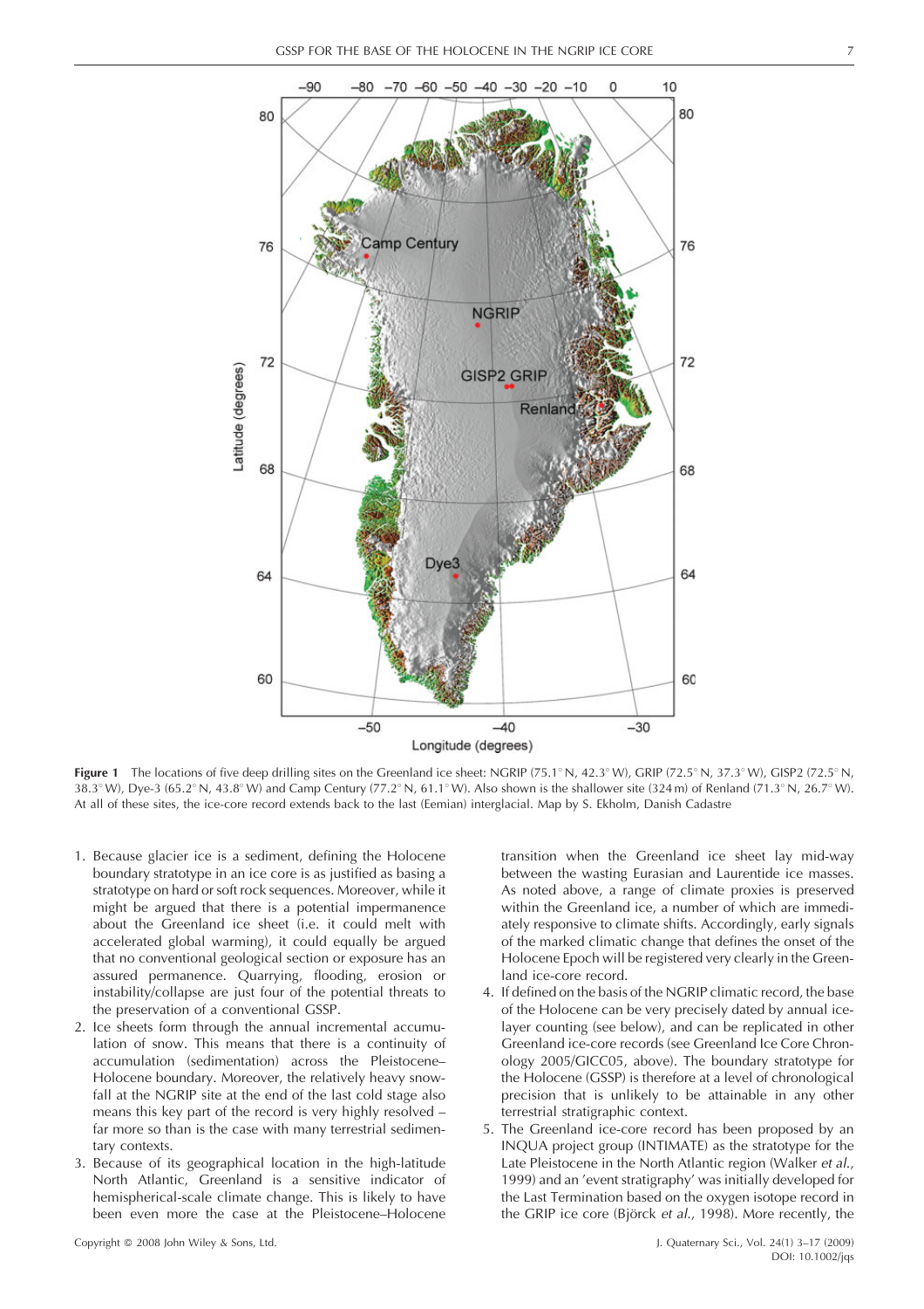**Figure 1** The locations of five deep drilling sites on the Greenland ice sheet: NGRIP (75.1° N, 42.3° W), GRIP (72.5° N, 37.3° W), GISP2 (72.5° N, 38.3° W), Dye-3 (65.2° N, 43.8° W) and Camp Century (77.2° N, 61.1° W). Also shown is the shallower site (324 m) of Renland (71.3° N, 26.7° W). At all of these sites, the ice-core record extends back to the last (Eemian) interglacial. Map by S. Ekholm, Danish Cadastre

1. Because glacier ice is a sediment, defining the Holocene boundary stratotype in an ice core is as justified as basing a stratotype on hard or soft rock sequences. Moreover, while it might be argued that there is a potential impermanence about the Greenland ice sheet (i.e. it could melt with accelerated global warming), it could equally be argued that no conventional geological section or exposure has an assured permanence. Quarrying, flooding, erosion or instability/collapse are just four of the potential threats to the preservation of a conventional GSSP.
2. Ice sheets form through the annual incremental accumulation of snow. This means that there is a continuity of accumulation (sedimentation) across the Pleistocene–Holocene boundary. Moreover, the relatively heavy snowfall at the NGRIP site at the end of the last cold stage also means this key part of the record is very highly resolved – far more so than is the case with many terrestrial sedimentary contexts.
3. Because of its geographical location in the high-latitude North Atlantic, Greenland is a sensitive indicator of hemispherical-scale climate change. This is likely to have been even more the case at the Pleistocene–Holocene transition when the Greenland ice sheet lay mid-way between the wasting Eurasian and Laurentide ice masses. As noted above, a range of climate proxies is preserved within the Greenland ice, a number of which are immediately responsive to climate shifts. Accordingly, early signals of the marked climatic change that defines the onset of the Holocene Epoch will be registered very clearly in the Greenland ice-core record.
4. If defined on the basis of the NGRIP climatic record, the base of the Holocene can be very precisely dated by annual ice-layer counting (see below), and can be replicated in other Greenland ice-core records (see Greenland Ice Core Chronology 2005/GICC05, above). The boundary stratotype for the Holocene (GSSP) is therefore at a level of chronological precision that is unlikely to be attainable in any other terrestrial stratigraphic context.
5. The Greenland ice-core record has been proposed by an INQUA project group (INTIMATE) as the stratotype for the Late Pleistocene in the North Atlantic region (Walker *et al.*, 1999) and an 'event stratigraphy' was initially developed for the Last Termination based on the oxygen isotope record in the GRIP ice core (Björck *et al.*, 1998). More recently, the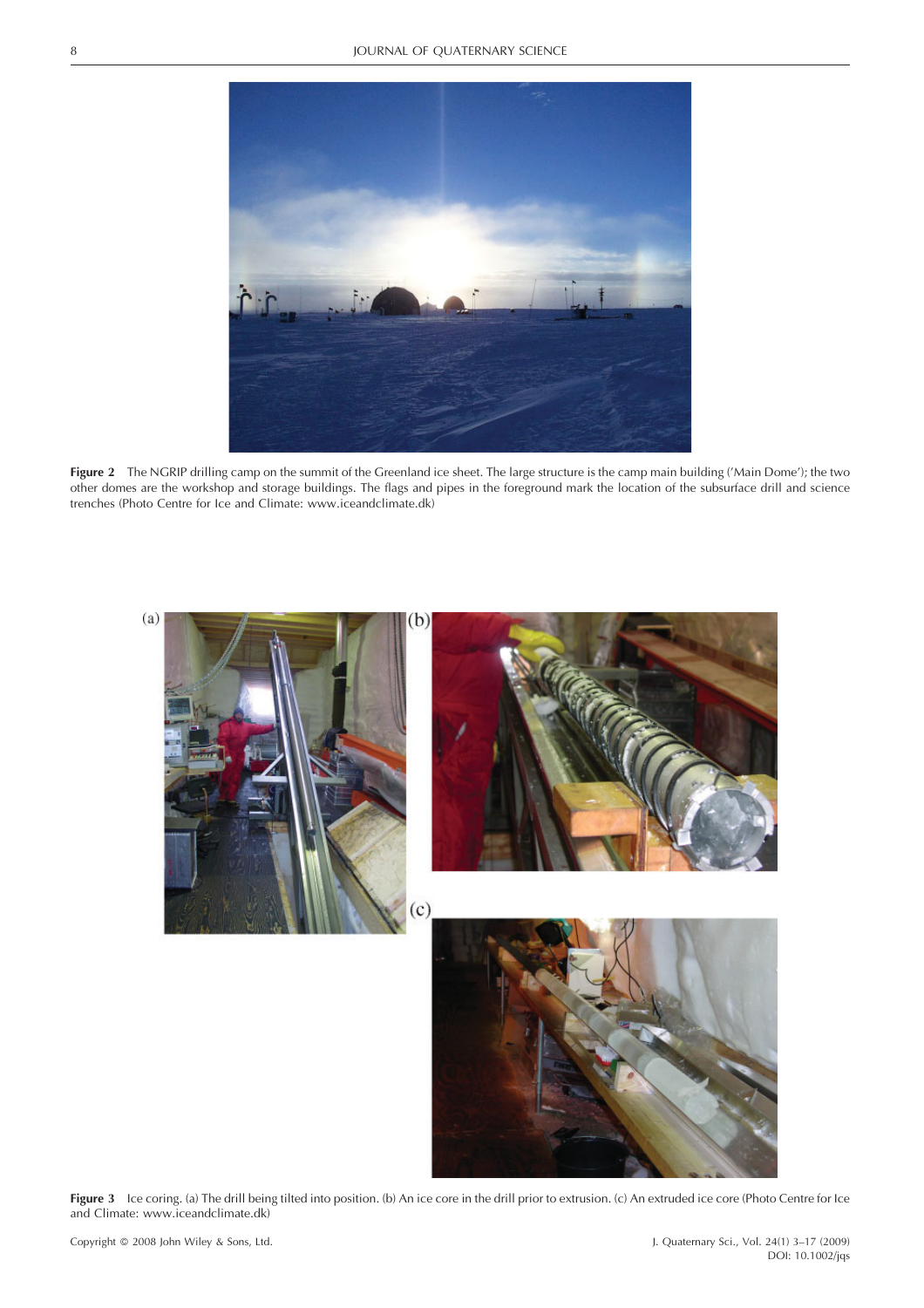Figure 2 The NGRIP drilling camp on the summit of the Greenland ice sheet. The large structure is the camp main building ('Main Dome'); the two other domes are the workshop and storage buildings. The flags and pipes in the foreground mark the location of the subsurface drill and science trenches (Photo Centre for Ice and Climate: www.iceandclimate.dk)

Figure 3 Ice coring. (a) The drill being tilted into position. (b) An ice core in the drill prior to extrusion. (c) An extruded ice core (Photo Centre for Ice and Climate: www.iceandclimate.dk)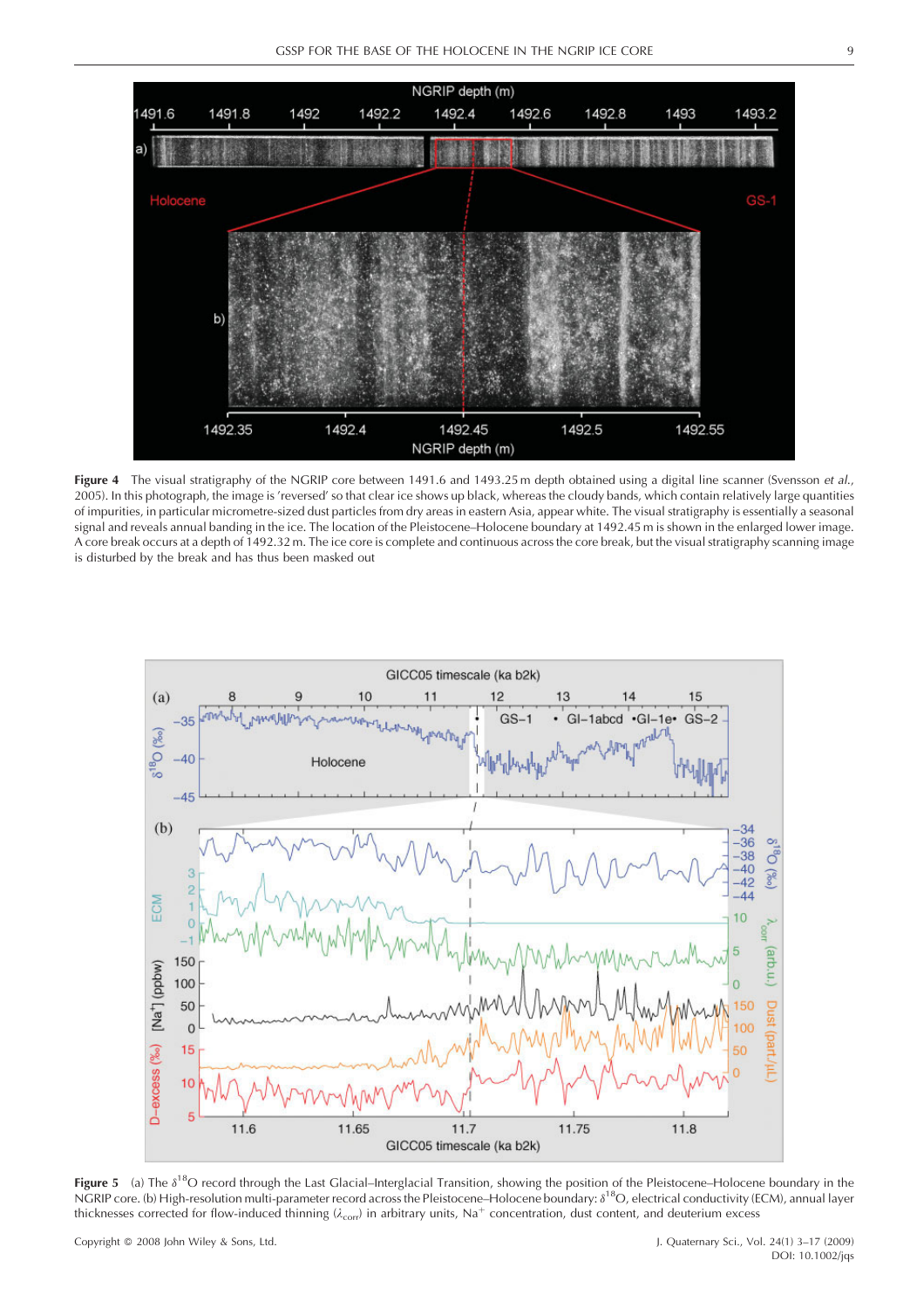**Figure 4** The visual stratigraphy of the NGRIP core between 1491.6 and 1493.25 m depth obtained using a digital line scanner (Svensson *et al.*, 2005). In this photograph, the image is 'reversed' so that clear ice shows up black, whereas the cloudy bands, which contain relatively large quantities of impurities, in particular micrometre-sized dust particles from dry areas in eastern Asia, appear white. The visual stratigraphy is essentially a seasonal signal and reveals annual banding in the ice. The location of the Pleistocene–Holocene boundary at 1492.45 m is shown in the enlarged lower image. A core break occurs at a depth of 1492.32 m. The ice core is complete and continuous across the core break, but the visual stratigraphy scanning image is disturbed by the break and has thus been masked out

**Figure 5** (a) The $\delta^{18}O$ record through the Last Glacial–Interglacial Transition, showing the position of the Pleistocene–Holocene boundary in the NGRIP core. (b) High-resolution multi-parameter record across the Pleistocene–Holocene boundary: $\delta^{18}O$, electrical conductivity (ECM), annual layer thicknesses corrected for flow-induced thinning ($\lambda_{corr}$) in arbitrary units, $Na^{+}$ concentration, dust content, and deuterium excess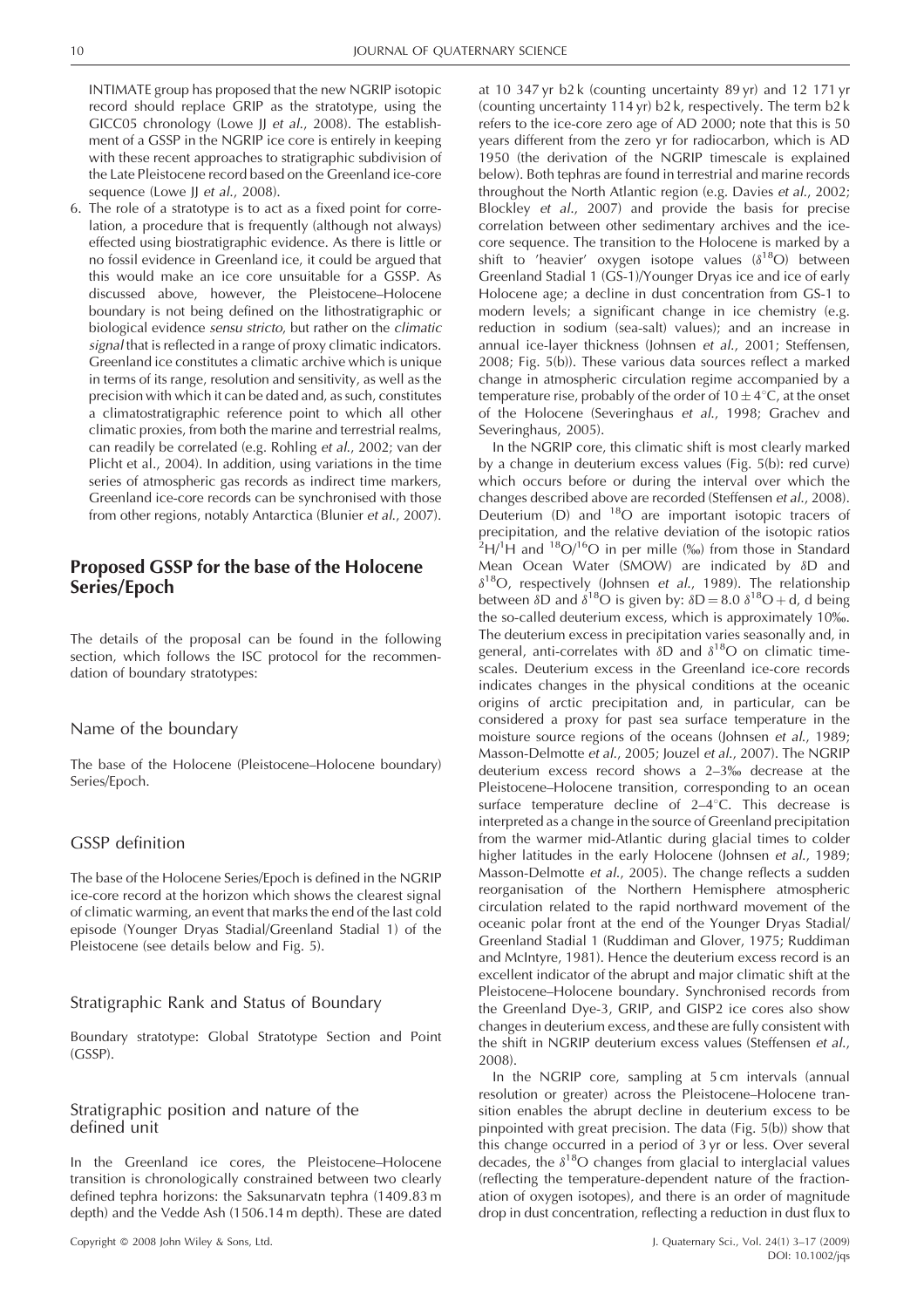INTIMATE group has proposed that the new NGRIP isotopic record should replace GRIP as the stratotype, using the GICC05 chronology (Lowe JJ *et al.*, 2008). The establishment of a GSSP in the NGRIP ice core is entirely in keeping with these recent approaches to stratigraphic subdivision of the Late Pleistocene record based on the Greenland ice-core sequence (Lowe JJ *et al.*, 2008).

6. The role of a stratotype is to act as a fixed point for correlation, a procedure that is frequently (although not always) effected using biostratigraphic evidence. As there is little or no fossil evidence in Greenland ice, it could be argued that this would make an ice core unsuitable for a GSSP. As discussed above, however, the Pleistocene–Holocene boundary is not being defined on the lithostratigraphic or biological evidence *sensu stricto*, but rather on the *climatic signal* that is reflected in a range of proxy climatic indicators. Greenland ice constitutes a climatic archive which is unique in terms of its range, resolution and sensitivity, as well as the precision with which it can be dated and, as such, constitutes a climatostratigraphic reference point to which all other climatic proxies, from both the marine and terrestrial realms, can readily be correlated (e.g. Rohling *et al.*, 2002; van der Plicht et al., 2004). In addition, using variations in the time series of atmospheric gas records as indirect time markers, Greenland ice-core records can be synchronised with those from other regions, notably Antarctica (Blunier *et al.*, 2007).

## Proposed GSSP for the base of the Holocene Series/Epoch

The details of the proposal can be found in the following section, which follows the ISC protocol for the recommendation of boundary stratotypes:

### Name of the boundary

The base of the Holocene (Pleistocene–Holocene boundary) Series/Epoch.

### GSSP definition

The base of the Holocene Series/Epoch is defined in the NGRIP ice-core record at the horizon which shows the clearest signal of climatic warming, an event that marks the end of the last cold episode (Younger Dryas Stadial/Greenland Stadial 1) of the Pleistocene (see details below and Fig. 5).

### Stratigraphic Rank and Status of Boundary

Boundary stratotype: Global Stratotype Section and Point (GSSP).

### Stratigraphic position and nature of the defined unit

In the Greenland ice cores, the Pleistocene–Holocene transition is chronologically constrained between two clearly defined tephra horizons: the Saksunarvatn tephra (1409.83 m depth) and the Vedde Ash (1506.14 m depth). These are dated at 10 347 yr b2 k (counting uncertainty 89 yr) and 12 171 yr (counting uncertainty 114 yr) b2 k, respectively. The term b2 k refers to the ice-core zero age of AD 2000; note that this is 50 years different from the zero yr for radiocarbon, which is AD 1950 (the derivation of the NGRIP timescale is explained below). Both tephras are found in terrestrial and marine records throughout the North Atlantic region (e.g. Davies *et al.*, 2002; Blockley *et al.*, 2007) and provide the basis for precise correlation between other sedimentary archives and the ice-core sequence. The transition to the Holocene is marked by a shift to 'heavier' oxygen isotope values ($\delta^{18}O$) between Greenland Stadial 1 (GS-1)/Younger Dryas ice and ice of early Holocene age; a decline in dust concentration from GS-1 to modern levels; a significant change in ice chemistry (e.g. reduction in sodium (sea-salt) values); and an increase in annual ice-layer thickness (Johnsen *et al.*, 2001; Steffensen, 2008; Fig. 5(b)). These various data sources reflect a marked change in atmospheric circulation regime accompanied by a temperature rise, probably of the order of $10 \pm 4°C$, at the onset of the Holocene (Severinghaus *et al.*, 1998; Grachev and Severinghaus, 2005).

In the NGRIP core, this climatic shift is most clearly marked by a change in deuterium excess values (Fig. 5(b): red curve) which occurs before or during the interval over which the changes described above are recorded (Steffensen *et al.*, 2008). Deuterium (D) and $^{18}O$ are important isotopic tracers of precipitation, and the relative deviation of the isotopic ratios $^{2}H/^{1}H$ and $^{18}O/^{16}O$ in per mille (‰) from those in Standard Mean Ocean Water (SMOW) are indicated by $\delta D$ and $\delta^{18}O$, respectively (Johnsen *et al.*, 1989). The relationship between $\delta D$ and $\delta^{18}O$ is given by: $\delta D = 8.0\ \delta^{18}O + d$, d being the so-called deuterium excess, which is approximately 10‰. The deuterium excess in precipitation varies seasonally and, in general, anti-correlates with $\delta D$ and $\delta^{18}O$ on climatic time-scales. Deuterium excess in the Greenland ice-core records indicates changes in the physical conditions at the oceanic origins of arctic precipitation and, in particular, can be considered a proxy for past sea surface temperature in the moisture source regions of the oceans (Johnsen *et al.*, 1989; Masson-Delmotte *et al.*, 2005; Jouzel *et al.*, 2007). The NGRIP deuterium excess record shows a 2–3‰ decrease at the Pleistocene–Holocene transition, corresponding to an ocean surface temperature decline of 2–4°C. This decrease is interpreted as a change in the source of Greenland precipitation from the warmer mid-Atlantic during glacial times to colder higher latitudes in the early Holocene (Johnsen *et al.*, 1989; Masson-Delmotte *et al.*, 2005). The change reflects a sudden reorganisation of the Northern Hemisphere atmospheric circulation related to the rapid northward movement of the oceanic polar front at the end of the Younger Dryas Stadial/Greenland Stadial 1 (Ruddiman and Glover, 1975; Ruddiman and McIntyre, 1981). Hence the deuterium excess record is an excellent indicator of the abrupt and major climatic shift at the Pleistocene–Holocene boundary. Synchronised records from the Greenland Dye-3, GRIP, and GISP2 ice cores also show changes in deuterium excess, and these are fully consistent with the shift in NGRIP deuterium excess values (Steffensen *et al.*, 2008).

In the NGRIP core, sampling at 5 cm intervals (annual resolution or greater) across the Pleistocene–Holocene transition enables the abrupt decline in deuterium excess to be pinpointed with great precision. The data (Fig. 5(b)) show that this change occurred in a period of 3 yr or less. Over several decades, the $\delta^{18}O$ changes from glacial to interglacial values (reflecting the temperature-dependent nature of the fractionation of oxygen isotopes), and there is an order of magnitude drop in dust concentration, reflecting a reduction in dust flux to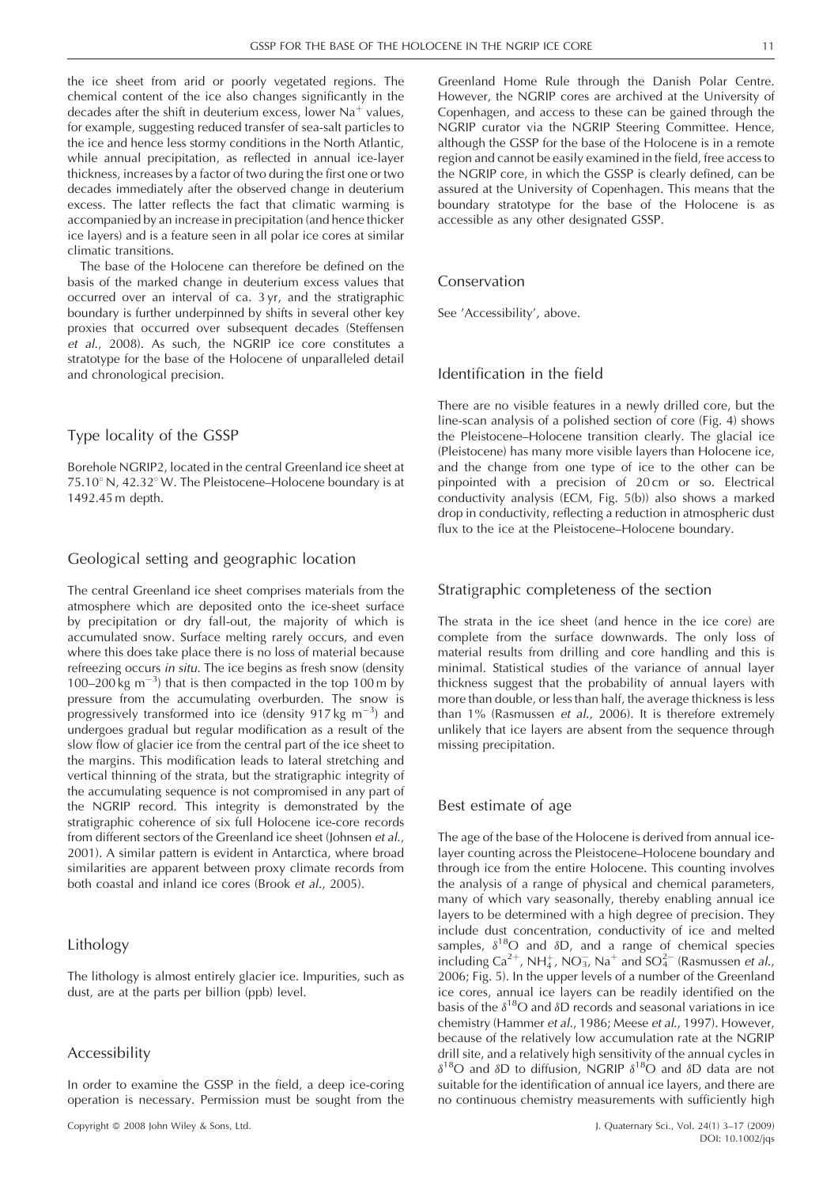the ice sheet from arid or poorly vegetated regions. The chemical content of the ice also changes significantly in the decades after the shift in deuterium excess, lower $Na^+$ values, for example, suggesting reduced transfer of sea-salt particles to the ice and hence less stormy conditions in the North Atlantic, while annual precipitation, as reflected in annual ice-layer thickness, increases by a factor of two during the first one or two decades immediately after the observed change in deuterium excess. The latter reflects the fact that climatic warming is accompanied by an increase in precipitation (and hence thicker ice layers) and is a feature seen in all polar ice cores at similar climatic transitions.

The base of the Holocene can therefore be defined on the basis of the marked change in deuterium excess values that occurred over an interval of ca. 3 yr, and the stratigraphic boundary is further underpinned by shifts in several other key proxies that occurred over subsequent decades (Steffensen *et al.*, 2008). As such, the NGRIP ice core constitutes a stratotype for the base of the Holocene of unparalleled detail and chronological precision.

## Type locality of the GSSP

Borehole NGRIP2, located in the central Greenland ice sheet at 75.10° N, 42.32° W. The Pleistocene–Holocene boundary is at 1492.45 m depth.

## Geological setting and geographic location

The central Greenland ice sheet comprises materials from the atmosphere which are deposited onto the ice-sheet surface by precipitation or dry fall-out, the majority of which is accumulated snow. Surface melting rarely occurs, and even where this does take place there is no loss of material because refreezing occurs *in situ*. The ice begins as fresh snow (density 100–200 kg $m^{-3}$) that is then compacted in the top 100 m by pressure from the accumulating overburden. The snow is progressively transformed into ice (density 917 kg $m^{-3}$) and undergoes gradual but regular modification as a result of the slow flow of glacier ice from the central part of the ice sheet to the margins. This modification leads to lateral stretching and vertical thinning of the strata, but the stratigraphic integrity of the accumulating sequence is not compromised in any part of the NGRIP record. This integrity is demonstrated by the stratigraphic coherence of six full Holocene ice-core records from different sectors of the Greenland ice sheet (Johnsen *et al.*, 2001). A similar pattern is evident in Antarctica, where broad similarities are apparent between proxy climate records from both coastal and inland ice cores (Brook *et al.*, 2005).

## Lithology

The lithology is almost entirely glacier ice. Impurities, such as dust, are at the parts per billion (ppb) level.

## Accessibility

In order to examine the GSSP in the field, a deep ice-coring operation is necessary. Permission must be sought from the Greenland Home Rule through the Danish Polar Centre. However, the NGRIP cores are archived at the University of Copenhagen, and access to these can be gained through the NGRIP curator via the NGRIP Steering Committee. Hence, although the GSSP for the base of the Holocene is in a remote region and cannot be easily examined in the field, free access to the NGRIP core, in which the GSSP is clearly defined, can be assured at the University of Copenhagen. This means that the boundary stratotype for the base of the Holocene is as accessible as any other designated GSSP.

## Conservation

See 'Accessibility', above.

## Identification in the field

There are no visible features in a newly drilled core, but the line-scan analysis of a polished section of core (Fig. 4) shows the Pleistocene–Holocene transition clearly. The glacial ice (Pleistocene) has many more visible layers than Holocene ice, and the change from one type of ice to the other can be pinpointed with a precision of 20 cm or so. Electrical conductivity analysis (ECM, Fig. 5(b)) also shows a marked drop in conductivity, reflecting a reduction in atmospheric dust flux to the ice at the Pleistocene–Holocene boundary.

## Stratigraphic completeness of the section

The strata in the ice sheet (and hence in the ice core) are complete from the surface downwards. The only loss of material results from drilling and core handling and this is minimal. Statistical studies of the variance of annual layer thickness suggest that the probability of annual layers with more than double, or less than half, the average thickness is less than 1% (Rasmussen *et al.*, 2006). It is therefore extremely unlikely that ice layers are absent from the sequence through missing precipitation.

## Best estimate of age

The age of the base of the Holocene is derived from annual ice-layer counting across the Pleistocene–Holocene boundary and through ice from the entire Holocene. This counting involves the analysis of a range of physical and chemical parameters, many of which vary seasonally, thereby enabling annual ice layers to be determined with a high degree of precision. They include dust concentration, conductivity of ice and melted samples, $\delta^{18}O$ and $\delta D$, and a range of chemical species including $Ca^{2+}$, $NH_4^+$, $NO_3^-$, $Na^+$ and $SO_4^{2-}$ (Rasmussen *et al.*, 2006; Fig. 5). In the upper levels of a number of the Greenland ice cores, annual ice layers can be readily identified on the basis of the $\delta^{18}O$ and $\delta D$ records and seasonal variations in ice chemistry (Hammer *et al.*, 1986; Meese *et al.*, 1997). However, because of the relatively low accumulation rate at the NGRIP drill site, and a relatively high sensitivity of the annual cycles in $\delta^{18}O$ and $\delta D$ to diffusion, NGRIP $\delta^{18}O$ and $\delta D$ data are not suitable for the identification of annual ice layers, and there are no continuous chemistry measurements with sufficiently high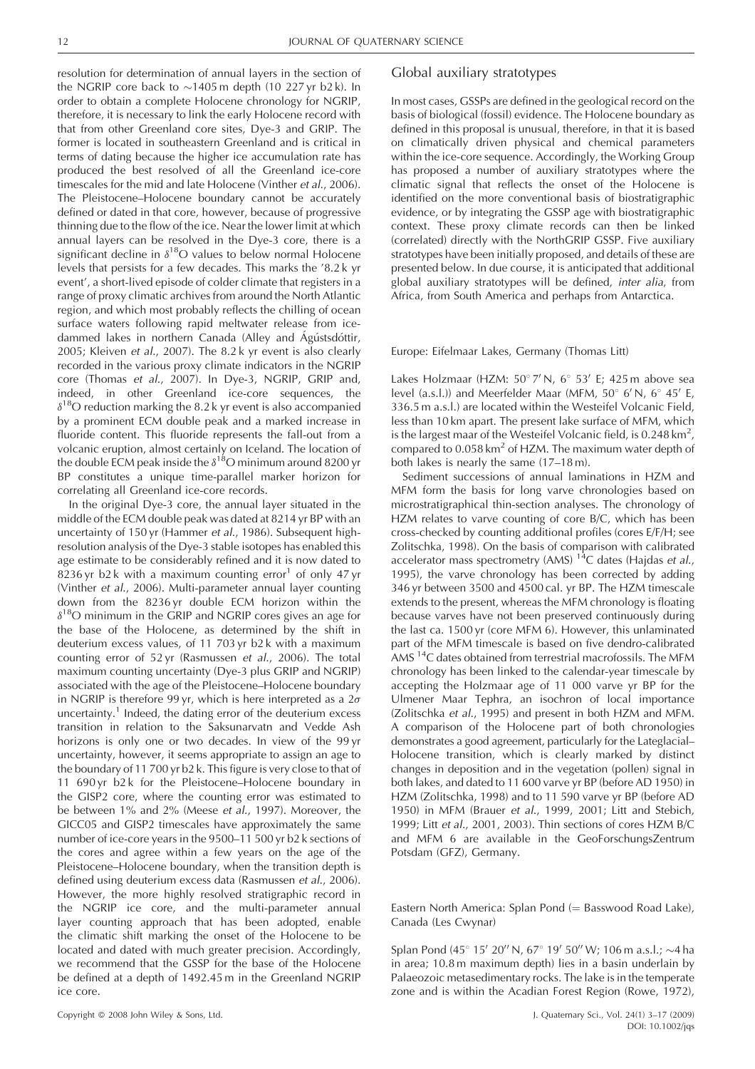resolution for determination of annual layers in the section of the NGRIP core back to ~1405 m depth (10 227 yr b2 k). In order to obtain a complete Holocene chronology for NGRIP, therefore, it is necessary to link the early Holocene record with that from other Greenland core sites, Dye-3 and GRIP. The former is located in southeastern Greenland and is critical in terms of dating because the higher ice accumulation rate has produced the best resolved of all the Greenland ice-core timescales for the mid and late Holocene (Vinther *et al.*, 2006). The Pleistocene–Holocene boundary cannot be accurately defined or dated in that core, however, because of progressive thinning due to the flow of the ice. Near the lower limit at which annual layers can be resolved in the Dye-3 core, there is a significant decline in $\delta^{18}O$ values to below normal Holocene levels that persists for a few decades. This marks the '8.2 k yr event', a short-lived episode of colder climate that registers in a range of proxy climatic archives from around the North Atlantic region, and which most probably reflects the chilling of ocean surface waters following rapid meltwater release from ice-dammed lakes in northern Canada (Alley and Ágústsdóttir, 2005; Kleiven *et al.*, 2007). The 8.2 k yr event is also clearly recorded in the various proxy climate indicators in the NGRIP core (Thomas *et al.*, 2007). In Dye-3, NGRIP, GRIP and, indeed, in other Greenland ice-core sequences, the $\delta^{18}O$ reduction marking the 8.2 k yr event is also accompanied by a prominent ECM double peak and a marked increase in fluoride content. This fluoride represents the fall-out from a volcanic eruption, almost certainly on Iceland. The location of the double ECM peak inside the $\delta^{18}O$ minimum around 8200 yr BP constitutes a unique time-parallel marker horizon for correlating all Greenland ice-core records.

In the original Dye-3 core, the annual layer situated in the middle of the ECM double peak was dated at 8214 yr BP with an uncertainty of 150 yr (Hammer *et al.*, 1986). Subsequent high-resolution analysis of the Dye-3 stable isotopes has enabled this age estimate to be considerably refined and it is now dated to 8236 yr b2 k with a maximum counting error[1] of only 47 yr (Vinther *et al.*, 2006). Multi-parameter annual layer counting down from the 8236 yr double ECM horizon within the $\delta^{18}O$ minimum in the GRIP and NGRIP cores gives an age for the base of the Holocene, as determined by the shift in deuterium excess values, of 11 703 yr b2 k with a maximum counting error of 52 yr (Rasmussen *et al.*, 2006). The total maximum counting uncertainty (Dye-3 plus GRIP and NGRIP) associated with the age of the Pleistocene–Holocene boundary in NGRIP is therefore 99 yr, which is here interpreted as a $2\sigma$ uncertainty.[1] Indeed, the dating error of the deuterium excess transition in relation to the Saksunarvatn and Vedde Ash horizons is only one or two decades. In view of the 99 yr uncertainty, however, it seems appropriate to assign an age to the boundary of 11 700 yr b2 k. This figure is very close to that of 11 690 yr b2 k for the Pleistocene–Holocene boundary in the GISP2 core, where the counting error was estimated to be between 1% and 2% (Meese *et al.*, 1997). Moreover, the GICC05 and GISP2 timescales have approximately the same number of ice-core years in the 9500–11 500 yr b2 k sections of the cores and agree within a few years on the age of the Pleistocene–Holocene boundary, when the transition depth is defined using deuterium excess data (Rasmussen *et al.*, 2006). However, the more highly resolved stratigraphic record in the NGRIP ice core, and the multi-parameter annual layer counting approach that has been adopted, enable the climatic shift marking the onset of the Holocene to be located and dated with much greater precision. Accordingly, we recommend that the GSSP for the base of the Holocene be defined at a depth of 1492.45 m in the Greenland NGRIP ice core.

## Global auxiliary stratotypes

In most cases, GSSPs are defined in the geological record on the basis of biological (fossil) evidence. The Holocene boundary as defined in this proposal is unusual, therefore, in that it is based on climatically driven physical and chemical parameters within the ice-core sequence. Accordingly, the Working Group has proposed a number of auxiliary stratotypes where the climatic signal that reflects the onset of the Holocene is identified on the more conventional basis of biostratigraphic evidence, or by integrating the GSSP age with biostratigraphic context. These proxy climate records can then be linked (correlated) directly with the NorthGRIP GSSP. Five auxiliary stratotypes have been initially proposed, and details of these are presented below. In due course, it is anticipated that additional global auxiliary stratotypes will be defined, *inter alia*, from Africa, from South America and perhaps from Antarctica.

### Europe: Eifelmaar Lakes, Germany (Thomas Litt)

Lakes Holzmaar (HZM: 50° 7′ N, 6° 53′ E; 425 m above sea level (a.s.l.)) and Meerfelder Maar (MFM, 50° 6′ N, 6° 45′ E, 336.5 m a.s.l.) are located within the Westeifel Volcanic Field, less than 10 km apart. The present lake surface of MFM, which is the largest maar of the Westeifel Volcanic field, is 0.248 km$^2$, compared to 0.058 km$^2$ of HZM. The maximum water depth of both lakes is nearly the same (17–18 m).

Sediment successions of annual laminations in HZM and MFM form the basis for long varve chronologies based on microstratigraphical thin-section analyses. The chronology of HZM relates to varve counting of core B/C, which has been cross-checked by counting additional profiles (cores E/F/H; see Zolitschka, 1998). On the basis of comparison with calibrated accelerator mass spectrometry (AMS) $^{14}C$ dates (Hajdas *et al.*, 1995), the varve chronology has been corrected by adding 346 yr between 3500 and 4500 cal. yr BP. The HZM timescale extends to the present, whereas the MFM chronology is floating because varves have not been preserved continuously during the last ca. 1500 yr (core MFM 6). However, this unlaminated part of the MFM timescale is based on five dendro-calibrated AMS $^{14}C$ dates obtained from terrestrial macrofossils. The MFM chronology has been linked to the calendar-year timescale by accepting the Holzmaar age of 11 000 varve yr BP for the Ulmener Maar Tephra, an isochron of local importance (Zolitschka *et al.*, 1995) and present in both HZM and MFM. A comparison of the Holocene part of both chronologies demonstrates a good agreement, particularly for the Lateglacial–Holocene transition, which is clearly marked by distinct changes in deposition and in the vegetation (pollen) signal in both lakes, and dated to 11 600 varve yr BP (before AD 1950) in HZM (Zolitschka, 1998) and to 11 590 varve yr BP (before AD 1950) in MFM (Brauer *et al.*, 1999, 2001; Litt and Stebich, 1999; Litt *et al.*, 2001, 2003). Thin sections of cores HZM B/C and MFM 6 are available in the GeoForschungsZentrum Potsdam (GFZ), Germany.

### Eastern North America: Splan Pond (= Basswood Road Lake), Canada (Les Cwynar)

Splan Pond (45° 15′ 20″ N, 67° 19′ 50″ W; 106 m a.s.l.; ~4 ha in area; 10.8 m maximum depth) lies in a basin underlain by Palaeozoic metasedimentary rocks. The lake is in the temperate zone and is within the Acadian Forest Region (Rowe, 1972),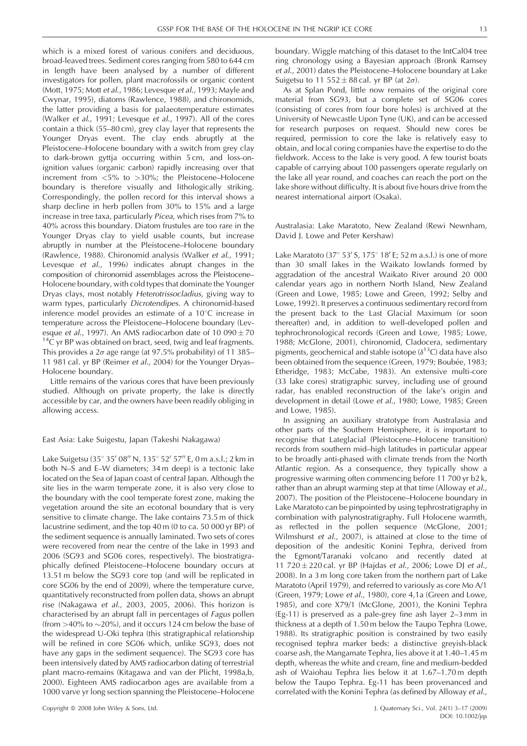which is a mixed forest of various conifers and deciduous, broad-leaved trees. Sediment cores ranging from 580 to 644 cm in length have been analysed by a number of different investigators for pollen, plant macrofossils or organic content (Mott, 1975; Mott *et al.*, 1986; Levesque *et al.*, 1993; Mayle and Cwynar, 1995), diatoms (Rawlence, 1988), and chironomids, the latter providing a basis for palaeotemperature estimates (Walker *et al.*, 1991; Levesque *et al.*, 1997). All of the cores contain a thick (55–80 cm), grey clay layer that represents the Younger Dryas event. The clay ends abruptly at the Pleistocene–Holocene boundary with a switch from grey clay to dark-brown gyttja occurring within 5 cm, and loss-on-ignition values (organic carbon) rapidly increasing over that increment from <5% to >30%; the Pleistocene–Holocene boundary is therefore visually and lithologically striking. Correspondingly, the pollen record for this interval shows a sharp decline in herb pollen from 30% to 15% and a large increase in tree taxa, particularly *Picea*, which rises from 7% to 40% across this boundary. Diatom frustules are too rare in the Younger Dryas clay to yield usable counts, but increase abruptly in number at the Pleistocene–Holocene boundary (Rawlence, 1988). Chironomid analysis (Walker *et al.*, 1991; Levesque *et al.*, 1996) indicates abrupt changes in the composition of chironomid assemblages across the Pleistocene–Holocene boundary, with cold types that dominate the Younger Dryas clays, most notably *Heterotrissocladius*, giving way to warm types, particularly *Dicrotendipes*. A chironomid-based inference model provides an estimate of a 10°C increase in temperature across the Pleistocene–Holocene boundary (Levesque *et al.*, 1997). An AMS radiocarbon date of 10 090 ± 70 $^{14}$C yr BP was obtained on bract, seed, twig and leaf fragments. This provides a 2$\sigma$ age range (at 97.5% probability) of 11 385–11 981 cal. yr BP (Reimer *et al.*, 2004) for the Younger Dryas–Holocene boundary.

Little remains of the various cores that have been previously studied. Although on private property, the lake is directly accessible by car, and the owners have been readily obliging in allowing access.

## East Asia: Lake Suigestu, Japan (Takeshi Nakagawa)

Lake Suigetsu (35° 35′ 08″ N, 135° 52′ 57″ E, 0 m a.s.l.; 2 km in both N–S and E–W diameters; 34 m deep) is a tectonic lake located on the Sea of Japan coast of central Japan. Although the site lies in the warm temperate zone, it is also very close to the boundary with the cool temperate forest zone, making the vegetation around the site an ecotonal boundary that is very sensitive to climate change. The lake contains 73.5 m of thick lacustrine sediment, and the top 40 m (0 to ca. 50 000 yr BP) of the sediment sequence is annually laminated. Two sets of cores were recovered from near the centre of the lake in 1993 and 2006 (SG93 and SG06 cores, respectively). The biostratigraphically defined Pleistocene–Holocene boundary occurs at 13.51 m below the SG93 core top (and will be replicated in core SG06 by the end of 2009), where the temperature curve, quantitatively reconstructed from pollen data, shows an abrupt rise (Nakagawa *et al.*, 2003, 2005, 2006). This horizon is characterised by an abrupt fall in percentages of *Fagus* pollen (from >40% to ~20%), and it occurs 124 cm below the base of the widespread U-Oki tephra (this stratigraphical relationship will be refined in core SG06 which, unlike SG93, does not have any gaps in the sediment sequence). The SG93 core has been intensively dated by AMS radiocarbon dating of terrestrial plant macro-remains (Kitagawa and van der Plicht, 1998a,b, 2000). Eighteen AMS radiocarbon ages are available from a 1000 varve yr long section spanning the Pleistocene–Holocene boundary. Wiggle matching of this dataset to the IntCal04 tree ring chronology using a Bayesian approach (Bronk Ramsey *et al.*, 2001) dates the Pleistocene–Holocene boundary at Lake Suigetsu to 11 552 ± 88 cal. yr BP (at 2$\sigma$).

As at Splan Pond, little now remains of the original core material from SG93, but a complete set of SG06 cores (consisting of cores from four bore holes) is archived at the University of Newcastle Upon Tyne (UK), and can be accessed for research purposes on request. Should new cores be required, permission to core the lake is relatively easy to obtain, and local coring companies have the expertise to do the fieldwork. Access to the lake is very good. A few tourist boats capable of carrying about 100 passengers operate regularly on the lake all year round, and coaches can reach the port on the lake shore without difficulty. It is about five hours drive from the nearest international airport (Osaka).

## Australasia: Lake Maratoto, New Zealand (Rewi Newnham, David J. Lowe and Peter Kershaw)

Lake Maratoto (37° 53′ S, 175° 18′ E; 52 m a.s.l.) is one of more than 30 small lakes in the Waikato lowlands formed by aggradation of the ancestral Waikato River around 20 000 calendar years ago in northern North Island, New Zealand (Green and Lowe, 1985; Lowe and Green, 1992; Selby and Lowe, 1992). It preserves a continuous sedimentary record from the present back to the Last Glacial Maximum (or soon thereafter) and, in addition to well-developed pollen and tephrochronological records (Green and Lowe, 1985; Lowe, 1988; McGlone, 2001), chironomid, Cladocera, sedimentary pigments, geochemical and stable isotope ($\delta^{13}$C) data have also been obtained from the sequence (Green, 1979; Boubée, 1983; Etheridge, 1983; McCabe, 1983). An extensive multi-core (33 lake cores) stratigraphic survey, including use of ground radar, has enabled reconstruction of the lake's origin and development in detail (Lowe *et al.*, 1980; Lowe, 1985; Green and Lowe, 1985).

In assigning an auxiliary stratotype from Australasia and other parts of the Southern Hemisphere, it is important to recognise that Lateglacial (Pleistocene–Holocene transition) records from southern mid–high latitudes in particular appear to be broadly anti-phased with climate trends from the North Atlantic region. As a consequence, they typically show a progressive warming often commencing before 11 700 yr b2k, rather than an abrupt warming step at that time (Alloway *et al.*, 2007). The position of the Pleistocene–Holocene boundary in Lake Maratoto can be pinpointed by using tephrostratigraphy in combination with palynostratigraphy. Full Holocene warmth, as reflected in the pollen sequence (McGlone, 2001; Wilmshurst *et al.*, 2007), is attained at close to the time of deposition of the andesitic Konini Tephra, derived from the Egmont/Taranaki volcano and recently dated at 11 720 ± 220 cal. yr BP (Hajdas *et al.*, 2006; Lowe DJ *et al.*, 2008). In a 3 m long core taken from the northern part of Lake Maratoto (April 1979), and referred to variously as core Mo A/1 (Green, 1979; Lowe *et al.*, 1980), core 4,1a (Green and Lowe, 1985), and core X79/1 (McGlone, 2001), the Konini Tephra (Eg-11) is preserved as a pale-grey fine ash layer 2–3 mm in thickness at a depth of 1.50 m below the Taupo Tephra (Lowe, 1988). Its stratigraphic position is constrained by two easily recognised tephra marker beds: a distinctive greyish-black coarse ash, the Mangamate Tephra, lies above it at 1.40–1.45 m depth, whereas the white and cream, fine and medium-bedded ash of Waiohau Tephra lies below it at 1.67–1.70 m depth below the Taupo Tephra. Eg-11 has been provenanced and correlated with the Konini Tephra (as defined by Alloway *et al.*,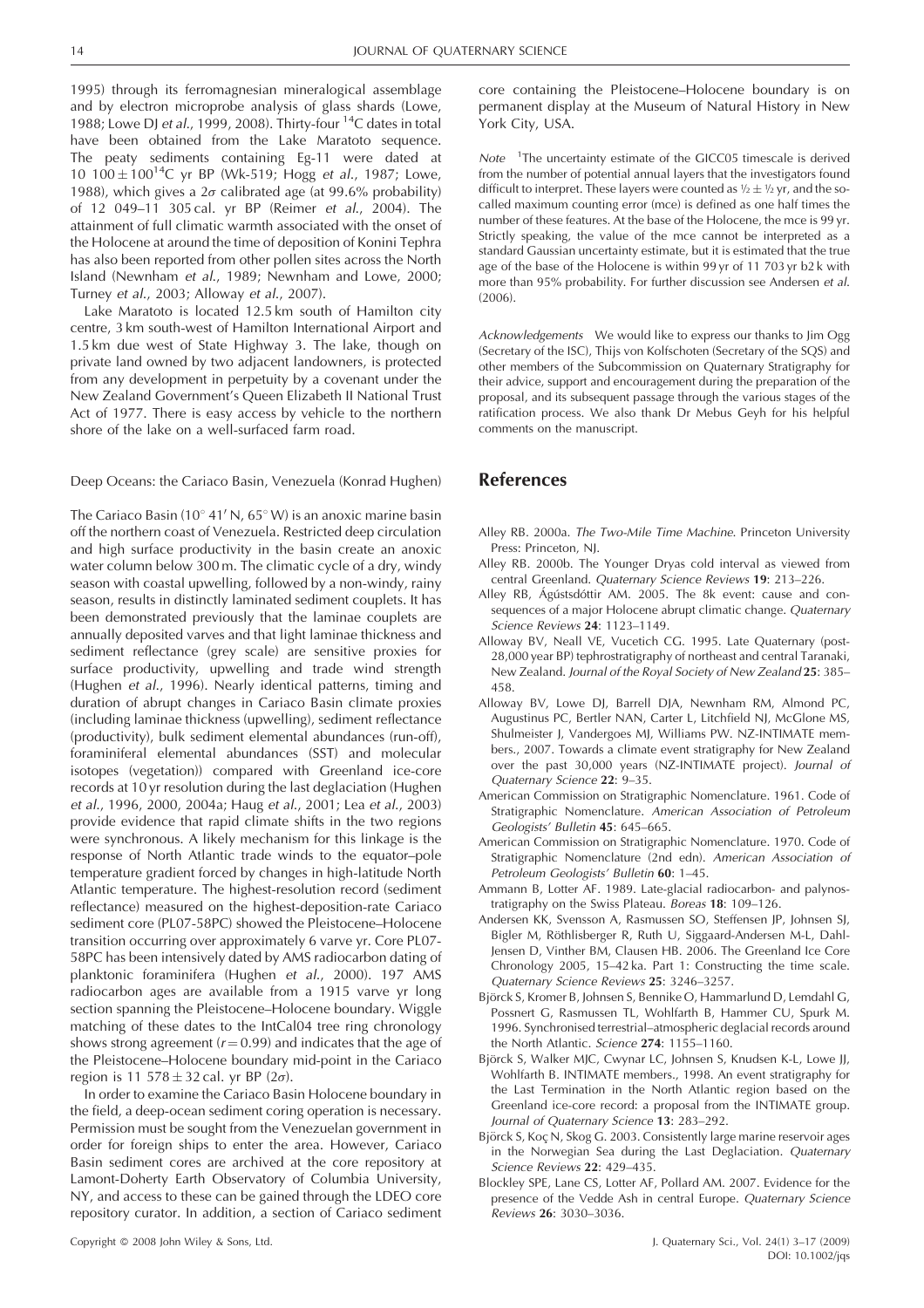1995) through its ferromagnesian mineralogical assemblage and by electron microprobe analysis of glass shards (Lowe, 1988; Lowe DJ *et al.*, 1999, 2008). Thirty-four $^{14}$C dates in total have been obtained from the Lake Maratoto sequence. The peaty sediments containing Eg-11 were dated at 10 100 ± 100$^{14}$C yr BP (Wk-519; Hogg *et al.*, 1987; Lowe, 1988), which gives a 2$\sigma$ calibrated age (at 99.6% probability) of 12 049–11 305 cal. yr BP (Reimer *et al.*, 2004). The attainment of full climatic warmth associated with the onset of the Holocene at around the time of deposition of Konini Tephra has also been reported from other pollen sites across the North Island (Newnham *et al.*, 1989; Newnham and Lowe, 2000; Turney *et al.*, 2003; Alloway *et al.*, 2007).

Lake Maratoto is located 12.5 km south of Hamilton city centre, 3 km south-west of Hamilton International Airport and 1.5 km due west of State Highway 3. The lake, though on private land owned by two adjacent landowners, is protected from any development in perpetuity by a covenant under the New Zealand Government's Queen Elizabeth II National Trust Act of 1977. There is easy access by vehicle to the northern shore of the lake on a well-surfaced farm road.

### Deep Oceans: the Cariaco Basin, Venezuela (Konrad Hughen)

The Cariaco Basin (10° 41′ N, 65° W) is an anoxic marine basin off the northern coast of Venezuela. Restricted deep circulation and high surface productivity in the basin create an anoxic water column below 300 m. The climatic cycle of a dry, windy season with coastal upwelling, followed by a non-windy, rainy season, results in distinctly laminated sediment couplets. It has been demonstrated previously that the laminae couplets are annually deposited varves and that light laminae thickness and sediment reflectance (grey scale) are sensitive proxies for surface productivity, upwelling and trade wind strength (Hughen *et al.*, 1996). Nearly identical patterns, timing and duration of abrupt changes in Cariaco Basin climate proxies (including laminae thickness (upwelling), sediment reflectance (productivity), bulk sediment elemental abundances (run-off), foraminiferal elemental abundances (SST) and molecular isotopes (vegetation)) compared with Greenland ice-core records at 10 yr resolution during the last deglaciation (Hughen *et al.*, 1996, 2000, 2004a; Haug *et al.*, 2001; Lea *et al.*, 2003) provide evidence that rapid climate shifts in the two regions were synchronous. A likely mechanism for this linkage is the response of North Atlantic trade winds to the equator–pole temperature gradient forced by changes in high-latitude North Atlantic temperature. The highest-resolution record (sediment reflectance) measured on the highest-deposition-rate Cariaco sediment core (PL07-58PC) showed the Pleistocene–Holocene transition occurring over approximately 6 varve yr. Core PL07-58PC has been intensively dated by AMS radiocarbon dating of planktonic foraminifera (Hughen *et al.*, 2000). 197 AMS radiocarbon ages are available from a 1915 varve yr long section spanning the Pleistocene–Holocene boundary. Wiggle matching of these dates to the IntCal04 tree ring chronology shows strong agreement ($r = 0.99$) and indicates that the age of the Pleistocene–Holocene boundary mid-point in the Cariaco region is 11 578 ± 32 cal. yr BP (2$\sigma$).

In order to examine the Cariaco Basin Holocene boundary in the field, a deep-ocean sediment coring operation is necessary. Permission must be sought from the Venezuelan government in order for foreign ships to enter the area. However, Cariaco Basin sediment cores are archived at the core repository at Lamont-Doherty Earth Observatory of Columbia University, NY, and access to these can be gained through the LDEO core repository curator. In addition, a section of Cariaco sediment core containing the Pleistocene–Holocene boundary is on permanent display at the Museum of Natural History in New York City, USA.

*Note* [1]The uncertainty estimate of the GICC05 timescale is derived from the number of potential annual layers that the investigators found difficult to interpret. These layers were counted as ½ ± ½ yr, and the so-called maximum counting error (mce) is defined as one half times the number of these features. At the base of the Holocene, the mce is 99 yr. Strictly speaking, the value of the mce cannot be interpreted as a standard Gaussian uncertainty estimate, but it is estimated that the true age of the base of the Holocene is within 99 yr of 11 703 yr b2 k with more than 95% probability. For further discussion see Andersen *et al.* (2006).

*Acknowledgements* We would like to express our thanks to Jim Ogg (Secretary of the ISC), Thijs von Kolfschoten (Secretary of the SQS) and other members of the Subcommission on Quaternary Stratigraphy for their advice, support and encouragement during the preparation of the proposal, and its subsequent passage through the various stages of the ratification process. We also thank Dr Mebus Geyh for his helpful comments on the manuscript.

## References

Alley RB. 2000a. *The Two-Mile Time Machine*. Princeton University Press: Princeton, NJ.

Alley RB. 2000b. The Younger Dryas cold interval as viewed from central Greenland. *Quaternary Science Reviews* **19**: 213–226.

Alley RB, Ágústsdóttir AM. 2005. The 8k event: cause and consequences of a major Holocene abrupt climatic change. *Quaternary Science Reviews* **24**: 1123–1149.

Alloway BV, Neall VE, Vucetich CG. 1995. Late Quaternary (post-28,000 year BP) tephrostratigraphy of northeast and central Taranaki, New Zealand. *Journal of the Royal Society of New Zealand* **25**: 385–458.

Alloway BV, Lowe DJ, Barrell DJA, Newnham RM, Almond PC, Augustinus PC, Bertler NAN, Carter L, Litchfield NJ, McGlone MS, Shulmeister J, Vandergoes MJ, Williams PW. NZ-INTIMATE members., 2007. Towards a climate event stratigraphy for New Zealand over the past 30,000 years (NZ-INTIMATE project). *Journal of Quaternary Science* **22**: 9–35.

American Commission on Stratigraphic Nomenclature. 1961. Code of Stratigraphic Nomenclature. *American Association of Petroleum Geologists' Bulletin* **45**: 645–665.

American Commission on Stratigraphic Nomenclature. 1970. Code of Stratigraphic Nomenclature (2nd edn). *American Association of Petroleum Geologists' Bulletin* **60**: 1–45.

Ammann B, Lotter AF. 1989. Late-glacial radiocarbon- and palynostratigraphy on the Swiss Plateau. *Boreas* **18**: 109–126.

Andersen KK, Svensson A, Rasmussen SO, Steffensen JP, Johnsen SJ, Bigler M, Röthlisberger R, Ruth U, Siggaard-Andersen M-L, Dahl-Jensen D, Vinther BM, Clausen HB. 2006. The Greenland Ice Core Chronology 2005, 15–42 ka. Part 1: Constructing the time scale. *Quaternary Science Reviews* **25**: 3246–3257.

Björck S, Kromer B, Johnsen S, Bennike O, Hammarlund D, Lemdahl G, Possnert G, Rasmussen TL, Wohlfarth B, Hammer CU, Spurk M. 1996. Synchronised terrestrial–atmospheric deglacial records around the North Atlantic. *Science* **274**: 1155–1160.

Björck S, Walker MJC, Cwynar LC, Johnsen S, Knudsen K-L, Lowe JJ, Wohlfarth B. INTIMATE members., 1998. An event stratigraphy for the Last Termination in the North Atlantic region based on the Greenland ice-core record: a proposal from the INTIMATE group. *Journal of Quaternary Science* **13**: 283–292.

Björck S, Koç N, Skog G. 2003. Consistently large marine reservoir ages in the Norwegian Sea during the Last Deglaciation. *Quaternary Science Reviews* **22**: 429–435.

Blockley SPE, Lane CS, Lotter AF, Pollard AM. 2007. Evidence for the presence of the Vedde Ash in central Europe. *Quaternary Science Reviews* **26**: 3030–3036.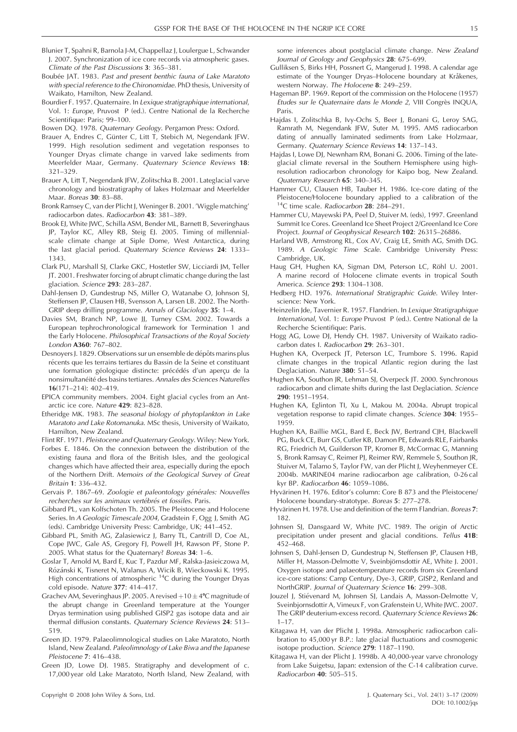Blunier T, Spahni R, Barnola J-M, Chappellaz J, Loulergue L, Schwander J. 2007. Synchronization of ice core records via atmospheric gases. *Climate of the Past Discussions* **3**: 365–381.

Boubée JAT. 1983. *Past and present benthic fauna of Lake Maratoto with special reference to the Chironomidae*. PhD thesis, University of Waikato, Hamilton, New Zealand.

Bourdier F. 1957. Quaternaire. In *Lexique stratigraphique international*, Vol. 1: *Europe*, Pruvost P (ed.). Centre National de la Recherche Scientifique: Paris; 99–100.

Bowen DQ. 1978. *Quaternary Geology*. Pergamon Press: Oxford.

Brauer A, Endres C, Günter C, Litt T, Stebich M, Negendank JFW. 1999. High resolution sediment and vegetation responses to Younger Dryas climate change in varved lake sediments from Meerfelder Maar, Germany. *Quaternary Science Reviews* **18**: 321–329.

Brauer A, Litt T, Negendank JFW, Zolitschka B. 2001. Lateglacial varve chronology and biostratigraphy of lakes Holzmaar and Meerfelder Maar. *Boreas* **30**: 83–88.

Bronk Ramsey C, van der Plicht J, Weninger B. 2001. 'Wiggle matching' radiocarbon dates. *Radiocarbon* **43**: 381–389.

Brook EJ, White JWC, Schilla ASM, Bender ML, Barnett B, Severinghaus JP, Taylor KC, Alley RB, Steig EJ. 2005. Timing of millennial-scale climate change at Siple Dome, West Antarctica, during the last glacial period. *Quaternary Science Reviews* **24**: 1333–1343.

Clark PU, Marshall SJ, Clarke GKC, Hostetler SW, Licciardi JM, Teller JT. 2001. Freshwater forcing of abrupt climatic change during the last glaciation. *Science* **293**: 283–287.

Dahl-Jensen D, Gundestrup NS, Miller O, Watanabe O, Johnson SJ, Steffensen JP, Clausen HB, Svensson A, Larsen LB. 2002. The North-GRIP deep drilling programme. *Annals of Glaciology* **35**: 1–4.

Davies SM, Branch NP, Lowe JJ, Turney CSM. 2002. Towards a European tephrochronological framework for Termination 1 and the Early Holocene. *Philosophical Transactions of the Royal Society London* **A360**: 767–802.

Desnoyers J. 1829. Observations sur un ensemble de dépôts marins plus récents que les terrains tertiares du Bassin de la Seine et constituant une formation géologique distincte: précédés d'un aperçu de la nonsimultanéité des basins tertiares. *Annales des Sciences Naturelles* **16**(171–214): 402–419.

EPICA community members. 2004. Eight glacial cycles from an Antarctic ice core. *Nature* **429**: 823–828.

Etheridge MK. 1983. *The seasonal biology of phytoplankton in Lake Maratoto and Lake Rotomanuka*. MSc thesis, University of Waikato, Hamilton, New Zealand.

Flint RF. 1971. *Pleistocene and Quaternary Geology*. Wiley: New York.

Forbes E. 1846. On the connexion between the distribution of the existing fauna and flora of the British Isles, and the geological changes which have affected their area, especially during the epoch of the Northern Drift. *Memoirs of the Geological Survey of Great Britain* **1**: 336–432.

Gervais P. 1867–69. *Zoologie et paleontology générales: Nouvelles recherches sur les animaux vertébrés et fossiles*. Paris.

Gibbard PL, van Kolfschoten Th. 2005. The Pleistocene and Holocene Series. In *A Geologic Timescale 2004*, Gradstein F, Ogg J, Smith AG (eds). Cambridge University Press: Cambridge, UK; 441–452.

Gibbard PL, Smith AG, Zalasiewicz J, Barry TL, Cantrill D, Coe AL, Cope JWC, Gale AS, Gregory FJ, Powell JH, Rawson PF, Stone P. 2005. What status for the Quaternary? *Boreas* **34**: 1–6.

Goslar T, Arnold M, Bard E, Kuc T, Pazdur MF, Ralska-Jasieiczowa M, Rózánski K, Tisneret N, Walanus A, Wicik B, Wieckowski K. 1995. High concentrations of atmospheric $^{14}C$ during the Younger Dryas cold episode. *Nature* **377**: 414–417.

Grachev AM, Severinghaus JP. 2005. A revised $+10 \pm 4$°C magnitude of the abrupt change in Greenland temperature at the Younger Dryas termination using published GISP2 gas isotope data and air thermal diffusion constants. *Quaternary Science Reviews* **24**: 513–519.

Green JD. 1979. Palaeolimnological studies on Lake Maratoto, North Island, New Zealand. *Paleolimnology of Lake Biwa and the Japanese Pleistocene* **7**: 416–438.

Green JD, Lowe DJ. 1985. Stratigraphy and development of c. 17,000 year old Lake Maratoto, North Island, New Zealand, with some inferences about postglacial climate change. *New Zealand Journal of Geology and Geophysics* **28**: 675–699.

Gulliksen S, Birks HH, Possnert G, Mangerud J. 1998. A calendar age estimate of the Younger Dryas–Holocene boundary at Kråkenes, western Norway. *The Holocene* **8**: 249–259.

Hageman BP. 1969. Report of the commission on the Holocene (1957) *Etudes sur le Quaternaire dans le Monde 2*, VIII Congrès INQUA, Paris.

Hajdas I, Zolitschka B, Ivy-Ochs S, Beer J, Bonani G, Leroy SAG, Ramrath M, Negendank JFW, Suter M. 1995. AMS radiocarbon dating of annually laminated sediments from Lake Holzmaar, Germany. *Quaternary Science Reviews* **14**: 137–143.

Hajdas I, Lowe DJ, Newnham RM, Bonani G. 2006. Timing of the late-glacial climate reversal in the Southern Hemisphere using high-resolution radiocarbon chronology for Kaipo bog, New Zealand. *Quaternary Research* **65**: 340–345.

Hammer CU, Clausen HB, Tauber H. 1986. Ice-core dating of the Pleistocene/Holocene boundary applied to a calibration of the $^{14}C$ time scale. *Radiocarbon* **28**: 284–291.

Hammer CU, Mayewski PA, Peel D, Stuiver M. (eds), 1997. Greenland Summit Ice Cores. Greenland Ice Sheet Project 2/Greenland Ice Core Project. *Journal of Geophysical Research* **102**: 26315–26886.

Harland WB, Armstrong RL, Cox AV, Craig LE, Smith AG, Smith DG. 1989. *A Geologic Time Scale*. Cambridge University Press: Cambridge, UK.

Haug GH, Hughen KA, Sigman DM, Peterson LC, Röhl U. 2001. A marine record of Holocene climate events in tropical South America. *Science* **293**: 1304–1308.

Hedberg HD. 1976. *International Stratigraphic Guide*. Wiley Interscience: New York.

Heinzelin Jde, Tavernier R. 1957. Flandrien. In *Lexique Stratigraphique International*, Vol. 1: *Europe* Pruvost P (ed.). Centre National de la Recherche Scientifique: Paris.

Hogg AG, Lowe DJ, Hendy CH. 1987. University of Waikato radiocarbon dates I. *Radiocarbon* **29**: 263–301.

Hughen KA, Overpeck JT, Peterson LC, Trumbore S. 1996. Rapid climate changes in the tropical Atlantic region during the last Deglaciation. *Nature* **380**: 51–54.

Hughen KA, Southon JR, Lehman SJ, Overpeck JT. 2000. Synchronous radiocarbon and climate shifts during the last Deglaciation. *Science* **290**: 1951–1954.

Hughen KA, Eglinton TI, Xu L, Makou M. 2004a. Abrupt tropical vegetation response to rapid climate changes. *Science* **304**: 1955–1959.

Hughen KA, Baillie MGL, Bard E, Beck JW, Bertrand CJH, Blackwell PG, Buck CE, Burr GS, Cutler KB, Damon PE, Edwards RLE, Fairbanks RG, Friedrich M, Guilderson TP, Kromer B, McCormac G, Manning S, Bronk Ramsay C, Reimer PJ, Reimer RW, Remmele S, Southon JR, Stuiver M, Talamo S, Taylor FW, van der Plicht J, Weyhenmeyer CE. 2004b. MARINE04 marine radiocarbon age calibration, 0-26 cal kyr BP. *Radiocarbon* **46**: 1059–1086.

Hyvärinen H. 1976. Editor's column: Core B 873 and the Pleistocene/Holocene boundary-stratotype. *Boreas* **5**: 277–278.

Hyvärinen H. 1978. Use and definition of the term Flandrian. *Boreas* **7**: 182.

Johnsen SJ, Dansgaard W, White JVC. 1989. The origin of Arctic precipitation under present and glacial conditions. *Tellus* **41B**: 452–468.

Johnsen S, Dahl-Jensen D, Gundestrup N, Steffensen JP, Clausen HB, Miller H, Masson-Delmotte V, Sveinbjörnsdottir AE, White J. 2001. Oxygen isotope and palaeotemperature records from six Greenland ice-core stations: Camp Century, Dye-3, GRIP, GISP2, Renland and NorthGRIP. *Journal of Quaternary Science* **16**: 299–308.

Jouzel J, Stiévenard M, Johnsen SJ, Landais A, Masson-Delmotte V, Sveinbjornsdottir A, Vimeux F, von Grafenstein U, White JWC. 2007. The GRIP deuterium-excess record. *Quaternary Science Reviews* **26**: 1–17.

Kitagawa H, van der Plicht J. 1998a. Atmospheric radiocarbon calibration to 45,000 yr B.P.: late glacial fluctuations and cosmogenic isotope production. *Science* **279**: 1187–1190.

Kitagawa H, van der Plicht J. 1998b. A 40,000-year varve chronology from Lake Suigetsu, Japan: extension of the C-14 calibration curve. *Radiocarbon* **40**: 505–515.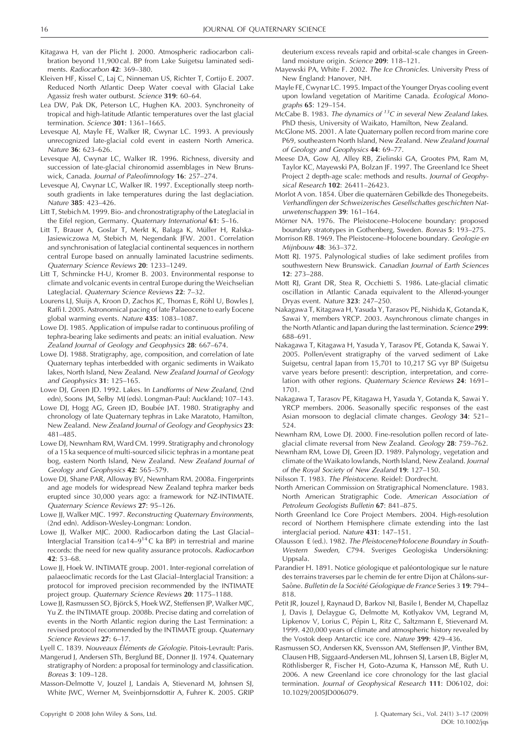Kitagawa H, van der Plicht J. 2000. Atmospheric radiocarbon calibration beyond 11,900 cal. BP from Lake Suigetsu laminated sediments. *Radiocarbon* **42**: 369–380.

Kleiven HF, Kissel C, Laj C, Ninneman US, Richter T, Cortijo E. 2007. Reduced North Atlantic Deep Water coeval with Glacial Lake Agassiz fresh water outburst. *Science* **319**: 60–64.

Lea DW, Pak DK, Peterson LC, Hughen KA. 2003. Synchroneity of tropical and high-latitude Atlantic temperatures over the last glacial termination. *Science* **301**: 1361–1665.

Levesque AJ, Mayle FE, Walker IR, Cwynar LC. 1993. A previously unrecognized late-glacial cold event in eastern North America. *Nature* **36**: 623–626.

Levesque AJ, Cwynar LC, Walker IR. 1996. Richness, diversity and succession of late-glacial chironomid assemblages in New Brunswick, Canada. *Journal of Paleolimnology* **16**: 257–274.

Levesque AJ, Cwynar LC, Walker IR. 1997. Exceptionally steep north-south gradients in lake temperatures during the last deglaciation. *Nature* **385**: 423–426.

Litt T, Stebich M. 1999. Bio- and chronostratigraphy of the Lateglacial in the Eifel region, Germany. *Quaternary International* **61**: 5–16.

Litt T, Brauer A, Goslar T, Merkt K, Balaga K, Müller H, Ralska-Jasiewiczowa M, Stebich M, Negendank JFW. 2001. Correlation and synchronisation of lateglacial continental sequences in northern central Europe based on annually laminated lacustrine sediments. *Quaternary Science Reviews* **20**: 1233–1249.

Litt T, Schmincke H-U, Kromer B. 2003. Environmental response to climate and volcanic events in central Europe during the Weichselian Lateglacial. *Quaternary Science Reviews* **22**: 7–32.

Lourens LJ, Sluijs A, Kroon D, Zachos JC, Thomas E, Röhl U, Bowles J, Raffi I. 2005. Astronomical pacing of late Palaeocene to early Eocene global warming events. *Nature* **435**: 1083–1087.

Lowe DJ. 1985. Application of impulse radar to continuous profiling of tephra-bearing lake sediments and peats: an initial evaluation. *New Zealand Journal of Geology and Geophysics* **28**: 667–674.

Lowe DJ. 1988. Stratigraphy, age, composition, and correlation of late Quaternary tephas interbedded with organic sediments in Waikato lakes, North Island, New Zealand. *New Zealand Journal of Geology and Geophysics* **31**: 125–165.

Lowe DJ, Green JD. 1992. Lakes. In *Landforms of New Zealand*, (2nd edn), Soons JM, Selby MJ (eds). Longman-Paul: Auckland; 107–143.

Lowe DJ, Hogg AG, Green JD, Boubée JAT. 1980. Stratigraphy and chronology of late Quaternary tephras in Lake Maratoto, Hamilton, New Zealand. *New Zealand Journal of Geology and Geophysics* **23**: 481–485.

Lowe DJ, Newnham RM, Ward CM. 1999. Stratigraphy and chronology of a 15 ka sequence of multi-sourced silicic tephras in a montane peat bog, eastern North Island, New Zealand. *New Zealand Journal of Geology and Geophysics* **42**: 565–579.

Lowe DJ, Shane PAR, Alloway BV, Newnham RM. 2008a. Fingerprints and age models for widespread New Zealand tephra marker beds erupted since 30,000 years ago: a framework for NZ-INTIMATE. *Quaternary Science Reviews* **27**: 95–126.

Lowe JJ, Walker MJC. 1997. *Reconstructing Quaternary Environments*, (2nd edn). Addison-Wesley-Longman: London.

Lowe JJ, Walker MJC. 2000. Radiocarbon dating the Last Glacial–Interglacial Transition (ca14–9$^{14}$C ka BP) in terrestrial and marine records: the need for new quality assurance protocols. *Radiocarbon* **42**: 53–68.

Lowe JJ, Hoek W. INTIMATE group. 2001. Inter-regional correlation of palaeoclimatic records for the Last Glacial–Interglacial Transition: a protocol for improved precision recommended by the INTIMATE project group. *Quaternary Science Reviews* **20**: 1175–1188.

Lowe JJ, Rasmussen SO, Björck S, Hoek WZ, Steffensen JP, Walker MJC, Yu Z. the INTIMATE group. 2008b. Precise dating and correlation of events in the North Atlantic region during the Last Termination: a revised protocol recommended by the INTIMATE group. *Quaternary Science Reviews* **27**: 6–17.

Lyell C. 1839. *Nouveaux Éléments de Géologie*. Pitois-Levrault: Paris.

Mangerud J, Andersen STh, Berglund BE, Donner JJ. 1974. Quaternary stratigraphy of Norden: a proposal for terminology and classification. *Boreas* **3**: 109–128.

Masson-Delmotte V, Jouzel J, Landais A, Stievenard M, Johnsen SJ, White JWC, Werner M, Sveinbjornsdottir A, Fuhrer K. 2005. GRIP deuterium excess reveals rapid and orbital-scale changes in Greenland moisture origin. *Science* **209**: 118–121.

Mayewski PA, White F. 2002. *The Ice Chronicles*. University Press of New England: Hanover, NH.

Mayle FE, Cwynar LC. 1995. Impact of the Younger Dryas cooling event upon lowland vegetation of Maritime Canada. *Ecological Monographs* **65**: 129–154.

McCabe B. 1983. *The dynamics of $^{13}C$ in several New Zealand lakes*. PhD thesis, University of Waikato, Hamilton, New Zealand.

McGlone MS. 2001. A late Quaternary pollen record from marine core P69, southeastern North Island, New Zealand. *New Zealand Journal of Geology and Geophysics* **44**: 69–77.

Meese DA, Gow AJ, Alley RB, Zielinski GA, Grootes PM, Ram M, Taylor KC, Mayewski PA, Bolzan JF. 1997. The Greenland Ice Sheet Project 2 depth-age scale: methods and results. *Journal of Geophysical Research* **102**: 26411–26423.

Morlot A von. 1854. Über die quaternären Gebilkde des Thonegebeits. *Verhandlingen der Schweizerisches Gesellschaftes geschichten Naturwetenschappen* **39**: 161–164.

Mörner NA. 1976. The Pleistocene–Holocene boundary: proposed boundary stratotypes in Gothenberg, Sweden. *Boreas* **5**: 193–275.

Morrison RB. 1969. The Pleistocene–Holocene boundary. *Geologie en Mijnbouw* **48**: 363–372.

Mott RJ. 1975. Palynological studies of lake sediment profiles from southwestern New Brunswick. *Canadian Journal of Earth Sciences* **12**: 273–288.

Mott RJ, Grant DR, Stea R, Occhietti S. 1986. Late-glacial climatic oscillation in Atlantic Canada equivalent to the Allerød-younger Dryas event. *Nature* **323**: 247–250.

Nakagawa T, Kitagawa H, Yasuda Y, Tarasov PE, Nishida K, Gotanda K, Sawai Y, members YRCP. 2003. Asynchronous climate changes in the North Atlantic and Japan during the last termination. *Science* **299**: 688–691.

Nakagawa T, Kitagawa H, Yasuda Y, Tarasov PE, Gotanda K, Sawai Y. 2005. Pollen/event stratigraphy of the varved sediment of Lake Suigetsu, central Japan from 15,701 to 10,217 SG vyr BP (Suigetsu varve years before present): description, interpretation, and correlation with other regions. *Quaternary Science Reviews* **24**: 1691–1701.

Nakagawa T, Tarasov PE, Kitagawa H, Yasuda Y, Gotanda K, Sawai Y. YRCP members. 2006. Seasonally specific responses of the east Asian monsoon to deglacial climate changes. *Geology* **34**: 521–524.

Newnham RM, Lowe DJ. 2000. Fine-resolution pollen record of late-glacial climate reversal from New Zealand. *Geology* **28**: 759–762.

Newnham RM, Lowe DJ, Green JD. 1989. Palynology, vegetation and climate of the Waikato lowlands, North Island, New Zealand. *Journal of the Royal Society of New Zealand* **19**: 127–150.

Nilsson T. 1983. *The Pleistocene*. Reidel: Dordrecht.

North American Commission on Stratigraphical Nomenclature. 1983. North American Stratigraphic Code. *American Association of Petroleum Geologists Bulletin* **67**: 841–875.

North Greenland Ice Core Project Members. 2004. High-resolution record of Northern Hemisphere climate extending into the last interglacial period. *Nature* **431**: 147–151.

Olausson E (ed.). 1982. *The Pleistocene/Holocene Boundary in South-Western Sweden*, C794. Sveriges Geologiska Undersökning: Uppsala.

Parandier H. 1891. Notice géologique et paléontologique sur le nature des terrains traverses par le chemin de fer entre Dijon at Châlons-sur-Saône. *Bulletin de la Société Géologique de France* Series 3 **19**: 794–818.

Petit JR, Jouzel J, Raynaud D, Barkov NI, Basile I, Bender M, Chapellaz J, Davis J, Delaygue G, Delmotte M, Kotlyakov VM, Legrand M, Lipkenov V, Lorius C, Pépin L, Ritz C, Saltzmann E, Stievenard M. 1999. 420,000 years of climate and atmospheric history revealed by the Vostok deep Antarctic ice core. *Nature* **399**: 429–436.

Rasmussen SO, Andersen KK, Svensson AM, Steffensen JP, Vinther BM, Clausen HB, Siggaard-Andersen ML, Johnsen SJ, Larsen LB, Bigler M, Röthlisberger R, Fischer H, Goto-Azuma K, Hansson ME, Ruth U. 2006. A new Greenland ice core chronology for the last glacial termination. *Journal of Geophysical Research* **111**: D06102, doi: 10.1029/2005JD006079.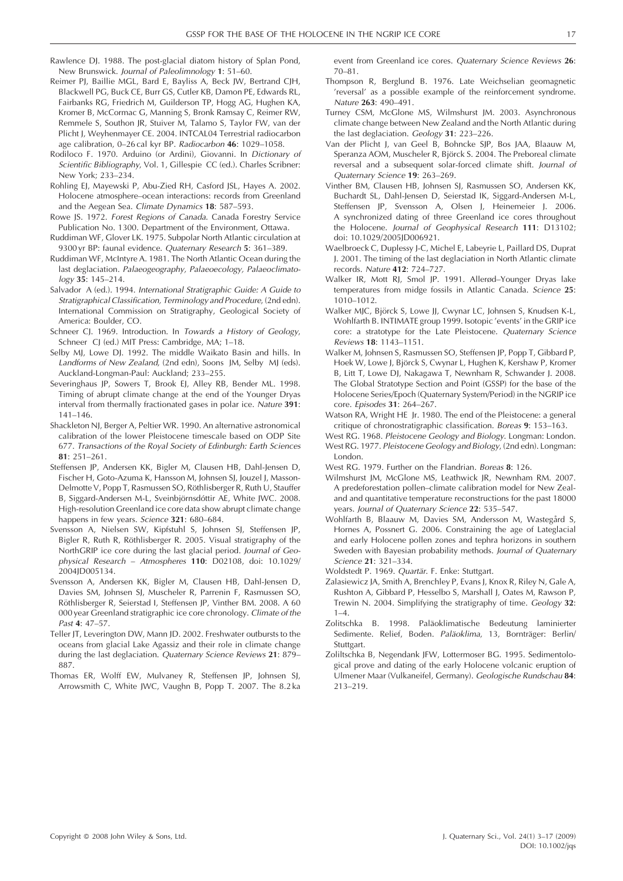Rawlence DJ. 1988. The post-glacial diatom history of Splan Pond, New Brunswick. *Journal of Paleolimnology* **1**: 51–60.

Reimer PJ, Baillie MGL, Bard E, Bayliss A, Beck JW, Bertrand CJH, Blackwell PG, Buck CE, Burr GS, Cutler KB, Damon PE, Edwards RL, Fairbanks RG, Friedrich M, Guilderson TP, Hogg AG, Hughen KA, Kromer B, McCormac G, Manning S, Bronk Ramsay C, Reimer RW, Remmele S, Southon JR, Stuiver M, Talamo S, Taylor FW, van der Plicht J, Weyhenmayer CE. 2004. INTCAL04 Terrestrial radiocarbon age calibration, 0–26 cal kyr BP. *Radiocarbon* **46**: 1029–1058.

Rodiloco F. 1970. Arduino (or Ardini), Giovanni. In *Dictionary of Scientific Bibliography*, Vol. 1, Gillespie CC (ed.). Charles Scribner: New York; 233–234.

Rohling EJ, Mayewski P, Abu-Zied RH, Casford JSL, Hayes A. 2002. Holocene atmosphere–ocean interactions: records from Greenland and the Aegean Sea. *Climate Dynamics* **18**: 587–593.

Rowe JS. 1972. *Forest Regions of Canada*. Canada Forestry Service Publication No. 1300. Department of the Environment, Ottawa.

Ruddiman WF, Glover LK. 1975. Subpolar North Atlantic circulation at 9300 yr BP: faunal evidence. *Quaternary Research* **5**: 361–389.

Ruddiman WF, McIntyre A. 1981. The North Atlantic Ocean during the last deglaciation. *Palaeogeography, Palaeoecology, Palaeoclimatology* **35**: 145–214.

Salvador A (ed.). 1994. *International Stratigraphic Guide: A Guide to Stratigraphical Classification, Terminology and Procedure*, (2nd edn). International Commission on Stratigraphy, Geological Society of America: Boulder, CO.

Schneer CJ. 1969. Introduction. In *Towards a History of Geology*, Schneer CJ (ed.) MIT Press: Cambridge, MA; 1–18.

Selby MJ, Lowe DJ. 1992. The middle Waikato Basin and hills. In *Landforms of New Zealand*, (2nd edn), Soons JM, Selby MJ (eds). Auckland-Longman-Paul: Auckland; 233–255.

Severinghaus JP, Sowers T, Brook EJ, Alley RB, Bender ML. 1998. Timing of abrupt climate change at the end of the Younger Dryas interval from thermally fractionated gases in polar ice. *Nature* **391**: 141–146.

Shackleton NJ, Berger A, Peltier WR. 1990. An alternative astronomical calibration of the lower Pleistocene timescale based on ODP Site 677. *Transactions of the Royal Society of Edinburgh: Earth Sciences* **81**: 251–261.

Steffensen JP, Andersen KK, Bigler M, Clausen HB, Dahl-Jensen D, Fischer H, Goto-Azuma K, Hansson M, Johnsen SJ, Jouzel J, Masson-Delmotte V, Popp T, Rasmussen SO, Röthlisberger R, Ruth U, Stauffer B, Siggard-Andersen M-L, Sveinbjörnsdóttir AE, White JWC. 2008. High-resolution Greenland ice core data show abrupt climate change happens in few years. *Science* **321**: 680–684.

Svensson A, Nielsen SW, Kipfstuhl S, Johnsen SJ, Steffensen JP, Bigler R, Ruth R, Röthlisberger R. 2005. Visual stratigraphy of the NorthGRIP ice core during the last glacial period. *Journal of Geophysical Research – Atmospheres* **110**: D02108, doi: 10.1029/2004JD005134.

Svensson A, Andersen KK, Bigler M, Clausen HB, Dahl-Jensen D, Davies SM, Johnsen SJ, Muscheler R, Parrenin F, Rasmussen SO, Röthlisberger R, Seierstad I, Steffensen JP, Vinther BM. 2008. A 60 000 year Greenland stratigraphic ice core chronology. *Climate of the Past* **4**: 47–57.

Teller JT, Leverington DW, Mann JD. 2002. Freshwater outbursts to the oceans from glacial Lake Agassiz and their role in climate change during the last deglaciation. *Quaternary Science Reviews* **21**: 879–887.

Thomas ER, Wolff EW, Mulvaney R, Steffensen JP, Johnsen SJ, Arrowsmith C, White JWC, Vaughn B, Popp T. 2007. The 8.2 ka event from Greenland ice cores. *Quaternary Science Reviews* **26**: 70–81.

Thompson R, Berglund B. 1976. Late Weichselian geomagnetic 'reversal' as a possible example of the reinforcement syndrome. *Nature* **263**: 490–491.

Turney CSM, McGlone MS, Wilmshurst JM. 2003. Asynchronous climate change between New Zealand and the North Atlantic during the last deglaciation. *Geology* **31**: 223–226.

Van der Plicht J, van Geel B, Bohncke SJP, Bos JAA, Blaauw M, Speranza AOM, Muscheler R, Björck S. 2004. The Preboreal climate reversal and a subsequent solar-forced climate shift. *Journal of Quaternary Science* **19**: 263–269.

Vinther BM, Clausen HB, Johnsen SJ, Rasmussen SO, Andersen KK, Buchardt SL, Dahl-Jensen D, Seierstad IK, Siggard-Andersen M-L, Steffensen JP, Svensson A, Olsen J, Heinemeier J. 2006. A synchronized dating of three Greenland ice cores throughout the Holocene. *Journal of Geophysical Research* **111**: D13102; doi: 10.1029/2005JD006921.

Waelbroeck C, Duplessy J-C, Michel E, Labeyrie L, Paillard DS, Duprat J. 2001. The timing of the last deglaciation in North Atlantic climate records. *Nature* **412**: 724–727.

Walker IR, Mott RJ, Smol JP. 1991. Allerød–Younger Dryas lake temperatures from midge fossils in Atlantic Canada. *Science* **25**: 1010–1012.

Walker MJC, Björck S, Lowe JJ, Cwynar LC, Johnsen S, Knudsen K-L, Wohlfarth B. INTIMATE group 1999. Isotopic 'events' in the GRIP ice core: a stratotype for the Late Pleistocene. *Quaternary Science Reviews* **18**: 1143–1151.

Walker M, Johnsen S, Rasmussen SO, Steffensen JP, Popp T, Gibbard P, Hoek W, Lowe J, Björck S, Cwynar L, Hughen K, Kershaw P, Kromer B, Litt T, Lowe DJ, Nakagawa T, Newnham R, Schwander J. 2008. The Global Stratotype Section and Point (GSSP) for the base of the Holocene Series/Epoch (Quaternary System/Period) in the NGRIP ice core. *Episodes* **31**: 264–267.

Watson RA, Wright HE Jr. 1980. The end of the Pleistocene: a general critique of chronostratigraphic classification. *Boreas* **9**: 153–163.

West RG. 1968. *Pleistocene Geology and Biology*. Longman: London.

West RG. 1977. *Pleistocene Geology and Biology*, (2nd edn). Longman: London.

West RG. 1979. Further on the Flandrian. *Boreas* **8**: 126.

Wilmshurst JM, McGlone MS, Leathwick JR, Newnham RM. 2007. A predeforestation pollen–climate calibration model for New Zealand and quantitative temperature reconstructions for the past 18000 years. *Journal of Quaternary Science* **22**: 535–547.

Wohlfarth B, Blaauw M, Davies SM, Andersson M, Wastegård S, Hornes A, Possnert G. 2006. Constraining the age of Lateglacial and early Holocene pollen zones and tephra horizons in southern Sweden with Bayesian probability methods. *Journal of Quaternary Science* **21**: 321–334.

Woldstedt P. 1969. *Quartär*. F. Enke: Stuttgart.

Zalasiewicz JA, Smith A, Brenchley P, Evans J, Knox R, Riley N, Gale A, Rushton A, Gibbard P, Hesselbo S, Marshall J, Oates M, Rawson P, Trewin N. 2004. Simplifying the stratigraphy of time. *Geology* **32**: 1–4.

Zolitschka B. 1998. Paläoklimatische Bedeutung laminierter Sedimente. Relief, Boden. *Paläoklima*, 13, Bornträger: Berlin/Stuttgart.

Zoliltschka B, Negendank JFW, Lottermoser BG. 1995. Sedimentological prove and dating of the early Holocene volcanic eruption of Ulmener Maar (Vulkaneifel, Germany). *Geologische Rundschau* **84**: 213–219.